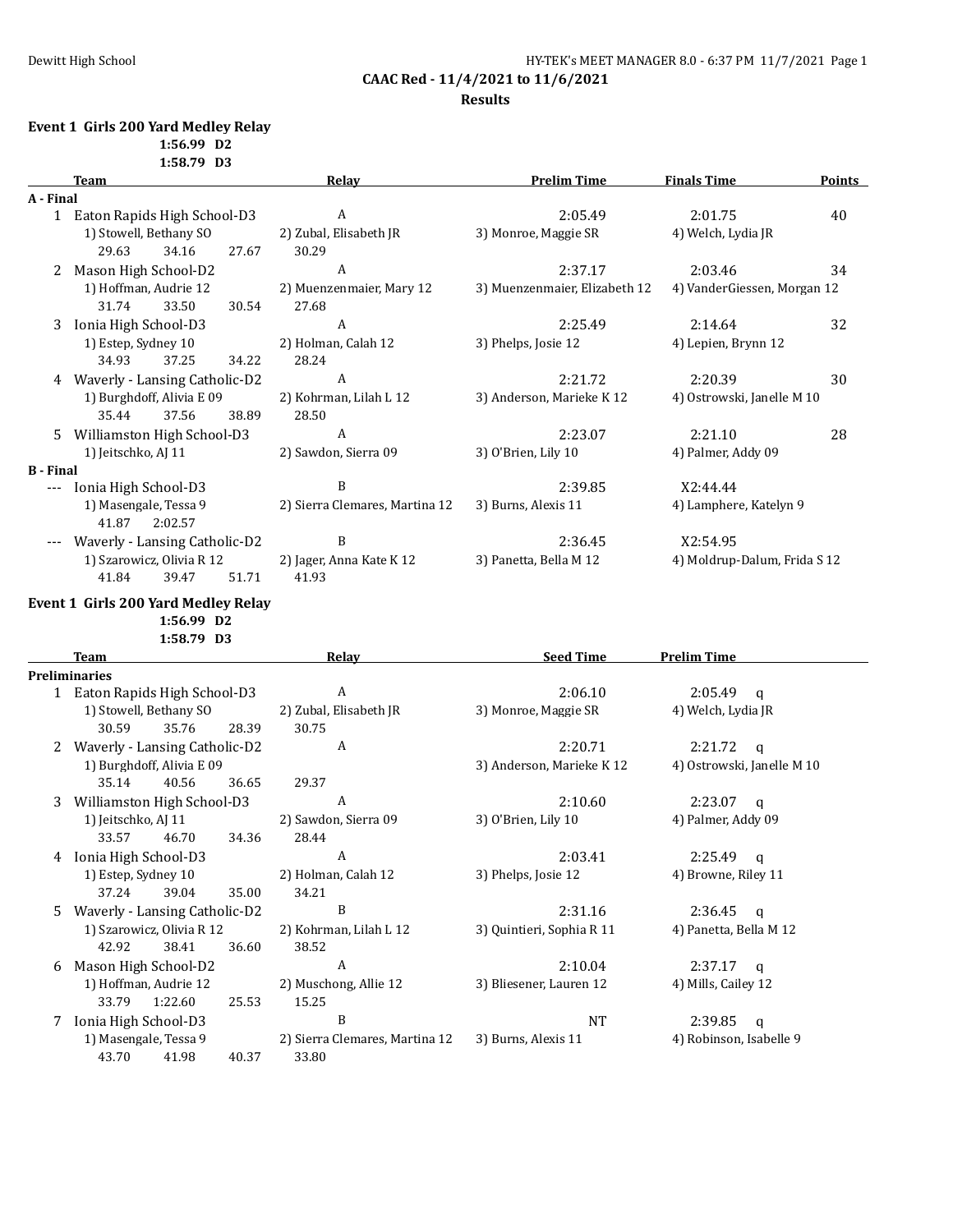CAAC Red - 11/4/2021 to 11/6/2021

**Results**

**Event 1 Girls 200 Yard Medley Relay**

1:56.99 D2
1:58.79 D3

| | Team | Relay | Prelim Time | Finals Time | Points |
|---|---|---|---|---|---|
| **A - Final** | | | | | |
| 1 | Eaton Rapids High School-D3 | A | 2:05.49 | 2:01.75 | 40 |
| | 1) Stowell, Bethany SO | 2) Zubal, Elisabeth JR | 3) Monroe, Maggie SR | 4) Welch, Lydia JR | |
| | 29.63 34.16 27.67 | 30.29 | | | |
| 2 | Mason High School-D2 | A | 2:37.17 | 2:03.46 | 34 |
| | 1) Hoffman, Audrie 12 | 2) Muenzenmaier, Mary 12 | 3) Muenzenmaier, Elizabeth 12 | 4) VanderGiessen, Morgan 12 | |
| | 31.74 33.50 30.54 | 27.68 | | | |
| 3 | Ionia High School-D3 | A | 2:25.49 | 2:14.64 | 32 |
| | 1) Estep, Sydney 10 | 2) Holman, Calah 12 | 3) Phelps, Josie 12 | 4) Lepien, Brynn 12 | |
| | 34.93 37.25 34.22 | 28.24 | | | |
| 4 | Waverly - Lansing Catholic-D2 | A | 2:21.72 | 2:20.39 | 30 |
| | 1) Burghdoff, Alivia E 09 | 2) Kohrman, Lilah L 12 | 3) Anderson, Marieke K 12 | 4) Ostrowski, Janelle M 10 | |
| | 35.44 37.56 38.89 | 28.50 | | | |
| 5 | Williamston High School-D3 | A | 2:23.07 | 2:21.10 | 28 |
| | 1) Jeitschko, AJ 11 | 2) Sawdon, Sierra 09 | 3) O'Brien, Lily 10 | 4) Palmer, Addy 09 | |
| **B - Final** | | | | | |
| --- | Ionia High School-D3 | B | 2:39.85 | X2:44.44 | |
| | 1) Masengale, Tessa 9 | 2) Sierra Clemares, Martina 12 | 3) Burns, Alexis 11 | 4) Lamphere, Katelyn 9 | |
| | 41.87 2:02.57 | | | | |
| --- | Waverly - Lansing Catholic-D2 | B | 2:36.45 | X2:54.95 | |
| | 1) Szarowicz, Olivia R 12 | 2) Jager, Anna Kate K 12 | 3) Panetta, Bella M 12 | 4) Moldrup-Dalum, Frida S 12 | |
| | 41.84 39.47 51.71 | 41.93 | | | |

**Event 1 Girls 200 Yard Medley Relay**

1:56.99 D2
1:58.79 D3

| | Team | Relay | Seed Time | Prelim Time |
|---|---|---|---|---|
| **Preliminaries** | | | | |
| 1 | Eaton Rapids High School-D3 | A | 2:06.10 | 2:05.49 q |
| | 1) Stowell, Bethany SO | 2) Zubal, Elisabeth JR | 3) Monroe, Maggie SR | 4) Welch, Lydia JR |
| | 30.59 35.76 28.39 | 30.75 | | |
| 2 | Waverly - Lansing Catholic-D2 | A | 2:20.71 | 2:21.72 q |
| | 1) Burghdoff, Alivia E 09 | | 3) Anderson, Marieke K 12 | 4) Ostrowski, Janelle M 10 |
| | 35.14 40.56 36.65 | 29.37 | | |
| 3 | Williamston High School-D3 | A | 2:10.60 | 2:23.07 q |
| | 1) Jeitschko, AJ 11 | 2) Sawdon, Sierra 09 | 3) O'Brien, Lily 10 | 4) Palmer, Addy 09 |
| | 33.57 46.70 34.36 | 28.44 | | |
| 4 | Ionia High School-D3 | A | 2:03.41 | 2:25.49 q |
| | 1) Estep, Sydney 10 | 2) Holman, Calah 12 | 3) Phelps, Josie 12 | 4) Browne, Riley 11 |
| | 37.24 39.04 35.00 | 34.21 | | |
| 5 | Waverly - Lansing Catholic-D2 | B | 2:31.16 | 2:36.45 q |
| | 1) Szarowicz, Olivia R 12 | 2) Kohrman, Lilah L 12 | 3) Quintieri, Sophia R 11 | 4) Panetta, Bella M 12 |
| | 42.92 38.41 36.60 | 38.52 | | |
| 6 | Mason High School-D2 | A | 2:10.04 | 2:37.17 q |
| | 1) Hoffman, Audrie 12 | 2) Muschong, Allie 12 | 3) Bliesener, Lauren 12 | 4) Mills, Cailey 12 |
| | 33.79 1:22.60 25.53 | 15.25 | | |
| 7 | Ionia High School-D3 | B | NT | 2:39.85 q |
| | 1) Masengale, Tessa 9 | 2) Sierra Clemares, Martina 12 | 3) Burns, Alexis 11 | 4) Robinson, Isabelle 9 |
| | 43.70 41.98 40.37 | 33.80 | | |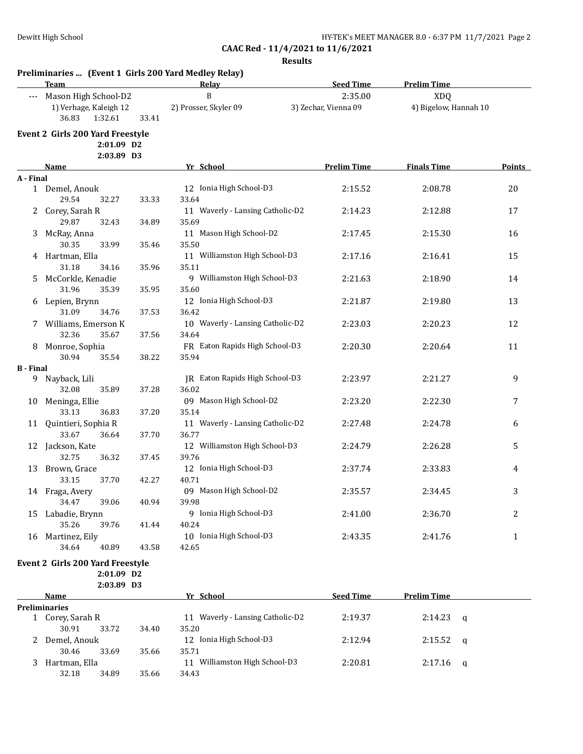CAAC Red - 11/4/2021 to 11/6/2021

Results

**Preliminaries ... (Event 1 Girls 200 Yard Medley Relay)**

| | Team | Relay | Seed Time | Prelim Time |
|---|---|---|---|---|
| --- | Mason High School-D2 | B | 2:35.00 | XDQ |

1) Verhage, Kaleigh 12 2) Prosser, Skyler 09 3) Zechar, Vienna 09 4) Bigelow, Hannah 10

36.83 1:32.61 33.41

## Event 2 Girls 200 Yard Freestyle

2:01.09 D2
2:03.89 D3

| | Name | Yr | School | Prelim Time | Finals Time | Points |
|---|---|---|---|---|---|---|
| **A - Final** | | | | | | |
| 1 | Demel, Anouk | 12 | Ionia High School-D3 | 2:15.52 | 2:08.78 | 20 |
| | 29.54 32.27 33.33 33.64 | | | | | |
| 2 | Corey, Sarah R | 11 | Waverly - Lansing Catholic-D2 | 2:14.23 | 2:12.88 | 17 |
| | 29.87 32.43 34.89 35.69 | | | | | |
| 3 | McRay, Anna | 11 | Mason High School-D2 | 2:17.45 | 2:15.30 | 16 |
| | 30.35 33.99 35.46 35.50 | | | | | |
| 4 | Hartman, Ella | 11 | Williamston High School-D3 | 2:17.16 | 2:16.41 | 15 |
| | 31.18 34.16 35.96 35.11 | | | | | |
| 5 | McCorkle, Kenadie | 9 | Williamston High School-D3 | 2:21.63 | 2:18.90 | 14 |
| | 31.96 35.39 35.95 35.60 | | | | | |
| 6 | Lepien, Brynn | 12 | Ionia High School-D3 | 2:21.87 | 2:19.80 | 13 |
| | 31.09 34.76 37.53 36.42 | | | | | |
| 7 | Williams, Emerson K | 10 | Waverly - Lansing Catholic-D2 | 2:23.03 | 2:20.23 | 12 |
| | 32.36 35.67 37.56 34.64 | | | | | |
| 8 | Monroe, Sophia | FR | Eaton Rapids High School-D3 | 2:20.30 | 2:20.64 | 11 |
| | 30.94 35.54 38.22 35.94 | | | | | |
| **B - Final** | | | | | | |
| 9 | Nayback, Lili | JR | Eaton Rapids High School-D3 | 2:23.97 | 2:21.27 | 9 |
| | 32.08 35.89 37.28 36.02 | | | | | |
| 10 | Meninga, Ellie | 09 | Mason High School-D2 | 2:23.20 | 2:22.30 | 7 |
| | 33.13 36.83 37.20 35.14 | | | | | |
| 11 | Quintieri, Sophia R | 11 | Waverly - Lansing Catholic-D2 | 2:27.48 | 2:24.78 | 6 |
| | 33.67 36.64 37.70 36.77 | | | | | |
| 12 | Jackson, Kate | 12 | Williamston High School-D3 | 2:24.79 | 2:26.28 | 5 |
| | 32.75 36.32 37.45 39.76 | | | | | |
| 13 | Brown, Grace | 12 | Ionia High School-D3 | 2:37.74 | 2:33.83 | 4 |
| | 33.15 37.70 42.27 40.71 | | | | | |
| 14 | Fraga, Avery | 09 | Mason High School-D2 | 2:35.57 | 2:34.45 | 3 |
| | 34.47 39.06 40.94 39.98 | | | | | |
| 15 | Labadie, Brynn | 9 | Ionia High School-D3 | 2:41.00 | 2:36.70 | 2 |
| | 35.26 39.76 41.44 40.24 | | | | | |
| 16 | Martinez, Eily | 10 | Ionia High School-D3 | 2:43.35 | 2:41.76 | 1 |
| | 34.64 40.89 43.58 42.65 | | | | | |

## Event 2 Girls 200 Yard Freestyle

2:01.09 D2
2:03.89 D3

| | Name | Yr | School | Seed Time | Prelim Time | |
|---|---|---|---|---|---|---|
| **Preliminaries** | | | | | | |
| 1 | Corey, Sarah R | 11 | Waverly - Lansing Catholic-D2 | 2:19.37 | 2:14.23 | q |
| | 30.91 33.72 34.40 35.20 | | | | | |
| 2 | Demel, Anouk | 12 | Ionia High School-D3 | 2:12.94 | 2:15.52 | q |
| | 30.46 33.69 35.66 35.71 | | | | | |
| 3 | Hartman, Ella | 11 | Williamston High School-D3 | 2:20.81 | 2:17.16 | q |
| | 32.18 34.89 35.66 34.43 | | | | | |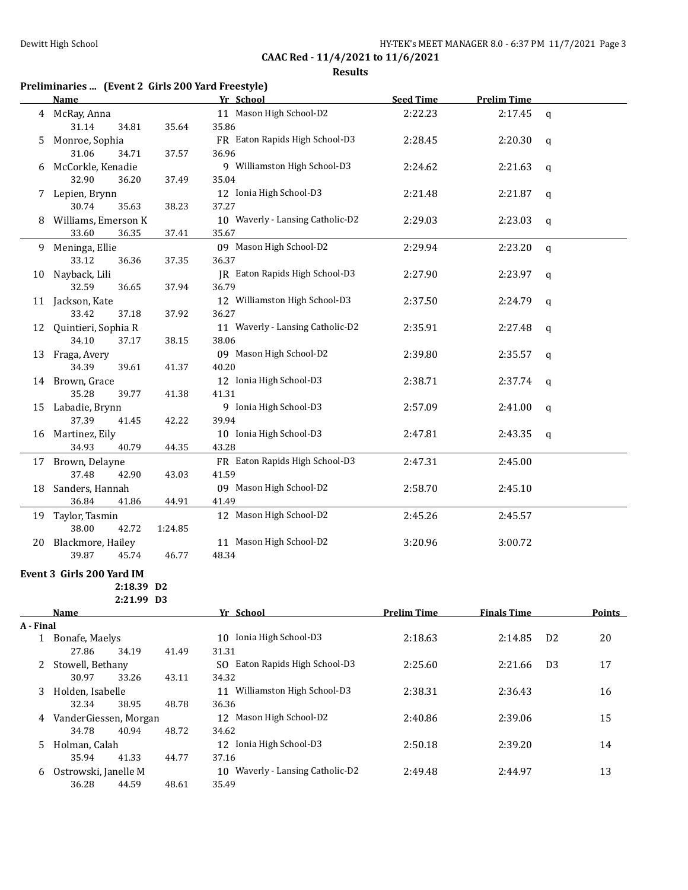**CAAC Red - 11/4/2021 to 11/6/2021**

**Results**

### Preliminaries ... (Event 2 Girls 200 Yard Freestyle)

| | Name | Yr | School | Seed Time | Prelim Time | |
|---|---|---|---|---|---|---|
| 4 | McRay, Anna | 11 | Mason High School-D2 | 2:22.23 | 2:17.45 | q |
| | 31.14 / 34.81 / 35.64 / 35.86 | | | | | |
| 5 | Monroe, Sophia | FR | Eaton Rapids High School-D3 | 2:28.45 | 2:20.30 | q |
| | 31.06 / 34.71 / 37.57 / 36.96 | | | | | |
| 6 | McCorkle, Kenadie | 9 | Williamston High School-D3 | 2:24.62 | 2:21.63 | q |
| | 32.90 / 36.20 / 37.49 / 35.04 | | | | | |
| 7 | Lepien, Brynn | 12 | Ionia High School-D3 | 2:21.48 | 2:21.87 | q |
| | 30.74 / 35.63 / 38.23 / 37.27 | | | | | |
| 8 | Williams, Emerson K | 10 | Waverly - Lansing Catholic-D2 | 2:29.03 | 2:23.03 | q |
| | 33.60 / 36.35 / 37.41 / 35.67 | | | | | |
| 9 | Meninga, Ellie | 09 | Mason High School-D2 | 2:29.94 | 2:23.20 | q |
| | 33.12 / 36.36 / 37.35 / 36.37 | | | | | |
| 10 | Nayback, Lili | JR | Eaton Rapids High School-D3 | 2:27.90 | 2:23.97 | q |
| | 32.59 / 36.65 / 37.94 / 36.79 | | | | | |
| 11 | Jackson, Kate | 12 | Williamston High School-D3 | 2:37.50 | 2:24.79 | q |
| | 33.42 / 37.18 / 37.92 / 36.27 | | | | | |
| 12 | Quintieri, Sophia R | 11 | Waverly - Lansing Catholic-D2 | 2:35.91 | 2:27.48 | q |
| | 34.10 / 37.17 / 38.15 / 38.06 | | | | | |
| 13 | Fraga, Avery | 09 | Mason High School-D2 | 2:39.80 | 2:35.57 | q |
| | 34.39 / 39.61 / 41.37 / 40.20 | | | | | |
| 14 | Brown, Grace | 12 | Ionia High School-D3 | 2:38.71 | 2:37.74 | q |
| | 35.28 / 39.77 / 41.38 / 41.31 | | | | | |
| 15 | Labadie, Brynn | 9 | Ionia High School-D3 | 2:57.09 | 2:41.00 | q |
| | 37.39 / 41.45 / 42.22 / 39.94 | | | | | |
| 16 | Martinez, Eily | 10 | Ionia High School-D3 | 2:47.81 | 2:43.35 | q |
| | 34.93 / 40.79 / 44.35 / 43.28 | | | | | |
| 17 | Brown, Delayne | FR | Eaton Rapids High School-D3 | 2:47.31 | 2:45.00 | |
| | 37.48 / 42.90 / 43.03 / 41.59 | | | | | |
| 18 | Sanders, Hannah | 09 | Mason High School-D2 | 2:58.70 | 2:45.10 | |
| | 36.84 / 41.86 / 44.91 / 41.49 | | | | | |
| 19 | Taylor, Tasmin | 12 | Mason High School-D2 | 2:45.26 | 2:45.57 | |
| | 38.00 / 42.72 / 1:24.85 | | | | | |
| 20 | Blackmore, Hailey | 11 | Mason High School-D2 | 3:20.96 | 3:00.72 | |
| | 39.87 / 45.74 / 46.77 / 48.34 | | | | | |

### Event 3 Girls 200 Yard IM

2:18.39 D2
2:21.99 D3

**A - Final**

| | Name | Yr | School | Prelim Time | Finals Time | | Points |
|---|---|---|---|---|---|---|---|
| 1 | Bonafe, Maelys | 10 | Ionia High School-D3 | 2:18.63 | 2:14.85 | D2 | 20 |
| | 27.86 / 34.19 / 41.49 / 31.31 | | | | | | |
| 2 | Stowell, Bethany | SO | Eaton Rapids High School-D3 | 2:25.60 | 2:21.66 | D3 | 17 |
| | 30.97 / 33.26 / 43.11 / 34.32 | | | | | | |
| 3 | Holden, Isabelle | 11 | Williamston High School-D3 | 2:38.31 | 2:36.43 | | 16 |
| | 32.34 / 38.95 / 48.78 / 36.36 | | | | | | |
| 4 | VanderGiessen, Morgan | 12 | Mason High School-D2 | 2:40.86 | 2:39.06 | | 15 |
| | 34.78 / 40.94 / 48.72 / 34.62 | | | | | | |
| 5 | Holman, Calah | 12 | Ionia High School-D3 | 2:50.18 | 2:39.20 | | 14 |
| | 35.94 / 41.33 / 44.77 / 37.16 | | | | | | |
| 6 | Ostrowski, Janelle M | 10 | Waverly - Lansing Catholic-D2 | 2:49.48 | 2:44.97 | | 13 |
| | 36.28 / 44.59 / 48.61 / 35.49 | | | | | | |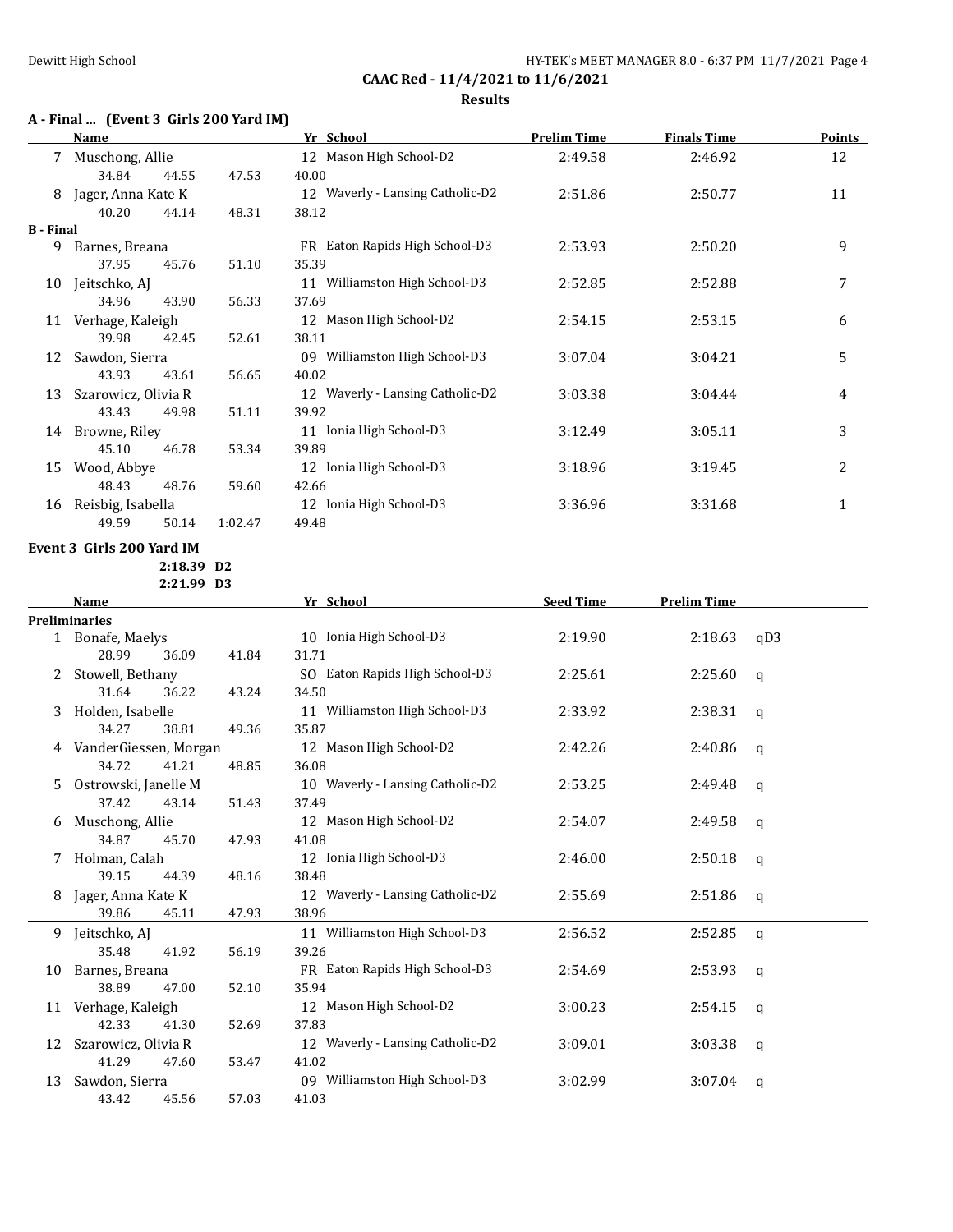## CAAC Red - 11/4/2021 to 11/6/2021

### Results

### A - Final ... (Event 3 Girls 200 Yard IM)

| | Name | Yr | School | Prelim Time | Finals Time | Points |
|---|---|---|---|---|---|---|
| 7 | Muschong, Allie | 12 | Mason High School-D2 | 2:49.58 | 2:46.92 | 12 |
| | 34.84 44.55 47.53 40.00 | | | | | |
| 8 | Jager, Anna Kate K | 12 | Waverly - Lansing Catholic-D2 | 2:51.86 | 2:50.77 | 11 |
| | 40.20 44.14 48.31 38.12 | | | | | |
| **B - Final** | | | | | | |
| 9 | Barnes, Breana | FR | Eaton Rapids High School-D3 | 2:53.93 | 2:50.20 | 9 |
| | 37.95 45.76 51.10 35.39 | | | | | |
| 10 | Jeitschko, AJ | 11 | Williamston High School-D3 | 2:52.85 | 2:52.88 | 7 |
| | 34.96 43.90 56.33 37.69 | | | | | |
| 11 | Verhage, Kaleigh | 12 | Mason High School-D2 | 2:54.15 | 2:53.15 | 6 |
| | 39.98 42.45 52.61 38.11 | | | | | |
| 12 | Sawdon, Sierra | 09 | Williamston High School-D3 | 3:07.04 | 3:04.21 | 5 |
| | 43.93 43.61 56.65 40.02 | | | | | |
| 13 | Szarowicz, Olivia R | 12 | Waverly - Lansing Catholic-D2 | 3:03.38 | 3:04.44 | 4 |
| | 43.43 49.98 51.11 39.92 | | | | | |
| 14 | Browne, Riley | 11 | Ionia High School-D3 | 3:12.49 | 3:05.11 | 3 |
| | 45.10 46.78 53.34 39.89 | | | | | |
| 15 | Wood, Abbye | 12 | Ionia High School-D3 | 3:18.96 | 3:19.45 | 2 |
| | 48.43 48.76 59.60 42.66 | | | | | |
| 16 | Reisbig, Isabella | 12 | Ionia High School-D3 | 3:36.96 | 3:31.68 | 1 |
| | 49.59 50.14 1:02.47 49.48 | | | | | |

### Event 3 Girls 200 Yard IM

2:18.39 D2
2:21.99 D3

| | Name | Yr | School | Seed Time | Prelim Time | |
|---|---|---|---|---|---|---|
| **Preliminaries** | | | | | | |
| 1 | Bonafe, Maelys | 10 | Ionia High School-D3 | 2:19.90 | 2:18.63 | qD3 |
| | 28.99 36.09 41.84 31.71 | | | | | |
| 2 | Stowell, Bethany | SO | Eaton Rapids High School-D3 | 2:25.61 | 2:25.60 | q |
| | 31.64 36.22 43.24 34.50 | | | | | |
| 3 | Holden, Isabelle | 11 | Williamston High School-D3 | 2:33.92 | 2:38.31 | q |
| | 34.27 38.81 49.36 35.87 | | | | | |
| 4 | VanderGiessen, Morgan | 12 | Mason High School-D2 | 2:42.26 | 2:40.86 | q |
| | 34.72 41.21 48.85 36.08 | | | | | |
| 5 | Ostrowski, Janelle M | 10 | Waverly - Lansing Catholic-D2 | 2:53.25 | 2:49.48 | q |
| | 37.42 43.14 51.43 37.49 | | | | | |
| 6 | Muschong, Allie | 12 | Mason High School-D2 | 2:54.07 | 2:49.58 | q |
| | 34.87 45.70 47.93 41.08 | | | | | |
| 7 | Holman, Calah | 12 | Ionia High School-D3 | 2:46.00 | 2:50.18 | q |
| | 39.15 44.39 48.16 38.48 | | | | | |
| 8 | Jager, Anna Kate K | 12 | Waverly - Lansing Catholic-D2 | 2:55.69 | 2:51.86 | q |
| | 39.86 45.11 47.93 38.96 | | | | | |
| 9 | Jeitschko, AJ | 11 | Williamston High School-D3 | 2:56.52 | 2:52.85 | q |
| | 35.48 41.92 56.19 39.26 | | | | | |
| 10 | Barnes, Breana | FR | Eaton Rapids High School-D3 | 2:54.69 | 2:53.93 | q |
| | 38.89 47.00 52.10 35.94 | | | | | |
| 11 | Verhage, Kaleigh | 12 | Mason High School-D2 | 3:00.23 | 2:54.15 | q |
| | 42.33 41.30 52.69 37.83 | | | | | |
| 12 | Szarowicz, Olivia R | 12 | Waverly - Lansing Catholic-D2 | 3:09.01 | 3:03.38 | q |
| | 41.29 47.60 53.47 41.02 | | | | | |
| 13 | Sawdon, Sierra | 09 | Williamston High School-D3 | 3:02.99 | 3:07.04 | q |
| | 43.42 45.56 57.03 41.03 | | | | | |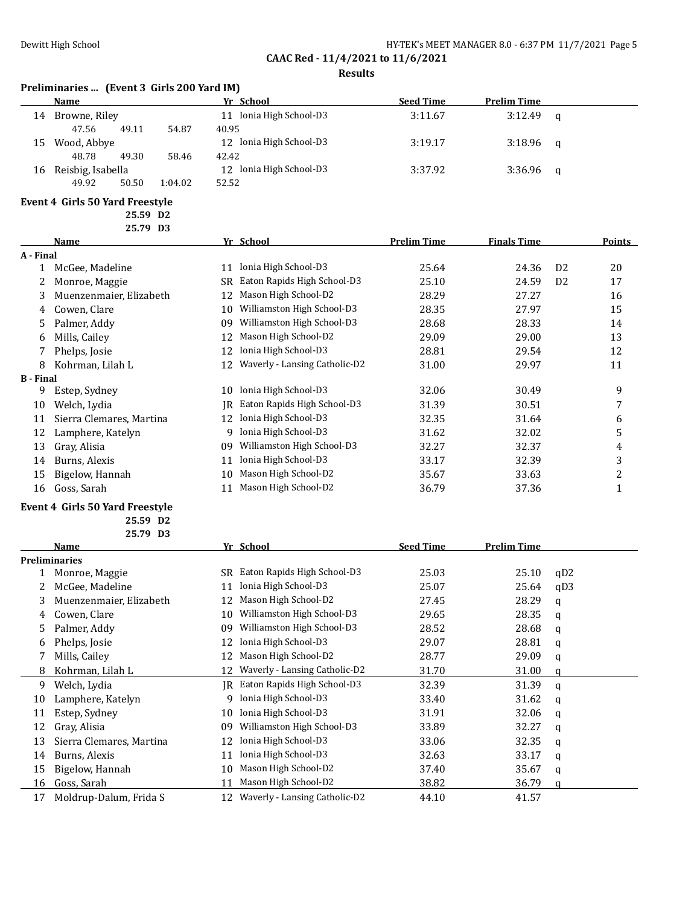**CAAC Red - 11/4/2021 to 11/6/2021**

**Results**

### Preliminaries ... (Event 3 Girls 200 Yard IM)

| | Name | Yr | School | Seed Time | Prelim Time | |
|---|---|---|---|---|---|---|
| 14 | Browne, Riley | 11 | Ionia High School-D3 | 3:11.67 | 3:12.49 | q |
| | 47.56 49.11 54.87 40.95 | | | | | |
| 15 | Wood, Abbye | 12 | Ionia High School-D3 | 3:19.17 | 3:18.96 | q |
| | 48.78 49.30 58.46 42.42 | | | | | |
| 16 | Reisbig, Isabella | 12 | Ionia High School-D3 | 3:37.92 | 3:36.96 | q |
| | 49.92 50.50 1:04.02 52.52 | | | | | |

### Event 4 Girls 50 Yard Freestyle

25.59 D2
25.79 D3

| | Name | Yr | School | Prelim Time | Finals Time | | Points |
|---|---|---|---|---|---|---|---|
| **A - Final** | | | | | | | |
| 1 | McGee, Madeline | 11 | Ionia High School-D3 | 25.64 | 24.36 | D2 | 20 |
| 2 | Monroe, Maggie | SR | Eaton Rapids High School-D3 | 25.10 | 24.59 | D2 | 17 |
| 3 | Muenzenmaier, Elizabeth | 12 | Mason High School-D2 | 28.29 | 27.27 | | 16 |
| 4 | Cowen, Clare | 10 | Williamston High School-D3 | 28.35 | 27.97 | | 15 |
| 5 | Palmer, Addy | 09 | Williamston High School-D3 | 28.68 | 28.33 | | 14 |
| 6 | Mills, Cailey | 12 | Mason High School-D2 | 29.09 | 29.00 | | 13 |
| 7 | Phelps, Josie | 12 | Ionia High School-D3 | 28.81 | 29.54 | | 12 |
| 8 | Kohrman, Lilah L | 12 | Waverly - Lansing Catholic-D2 | 31.00 | 29.97 | | 11 |
| **B - Final** | | | | | | | |
| 9 | Estep, Sydney | 10 | Ionia High School-D3 | 32.06 | 30.49 | | 9 |
| 10 | Welch, Lydia | JR | Eaton Rapids High School-D3 | 31.39 | 30.51 | | 7 |
| 11 | Sierra Clemares, Martina | 12 | Ionia High School-D3 | 32.35 | 31.64 | | 6 |
| 12 | Lamphere, Katelyn | 9 | Ionia High School-D3 | 31.62 | 32.02 | | 5 |
| 13 | Gray, Alisia | 09 | Williamston High School-D3 | 32.27 | 32.37 | | 4 |
| 14 | Burns, Alexis | 11 | Ionia High School-D3 | 33.17 | 32.39 | | 3 |
| 15 | Bigelow, Hannah | 10 | Mason High School-D2 | 35.67 | 33.63 | | 2 |
| 16 | Goss, Sarah | 11 | Mason High School-D2 | 36.79 | 37.36 | | 1 |

### Event 4 Girls 50 Yard Freestyle

25.59 D2
25.79 D3

| | Name | Yr | School | Seed Time | Prelim Time | |
|---|---|---|---|---|---|---|
| **Preliminaries** | | | | | | |
| 1 | Monroe, Maggie | SR | Eaton Rapids High School-D3 | 25.03 | 25.10 | qD2 |
| 2 | McGee, Madeline | 11 | Ionia High School-D3 | 25.07 | 25.64 | qD3 |
| 3 | Muenzenmaier, Elizabeth | 12 | Mason High School-D2 | 27.45 | 28.29 | q |
| 4 | Cowen, Clare | 10 | Williamston High School-D3 | 29.65 | 28.35 | q |
| 5 | Palmer, Addy | 09 | Williamston High School-D3 | 28.52 | 28.68 | q |
| 6 | Phelps, Josie | 12 | Ionia High School-D3 | 29.07 | 28.81 | q |
| 7 | Mills, Cailey | 12 | Mason High School-D2 | 28.77 | 29.09 | q |
| 8 | Kohrman, Lilah L | 12 | Waverly - Lansing Catholic-D2 | 31.70 | 31.00 | q |
| 9 | Welch, Lydia | JR | Eaton Rapids High School-D3 | 32.39 | 31.39 | q |
| 10 | Lamphere, Katelyn | 9 | Ionia High School-D3 | 33.40 | 31.62 | q |
| 11 | Estep, Sydney | 10 | Ionia High School-D3 | 31.91 | 32.06 | q |
| 12 | Gray, Alisia | 09 | Williamston High School-D3 | 33.89 | 32.27 | q |
| 13 | Sierra Clemares, Martina | 12 | Ionia High School-D3 | 33.06 | 32.35 | q |
| 14 | Burns, Alexis | 11 | Ionia High School-D3 | 32.63 | 33.17 | q |
| 15 | Bigelow, Hannah | 10 | Mason High School-D2 | 37.40 | 35.67 | q |
| 16 | Goss, Sarah | 11 | Mason High School-D2 | 38.82 | 36.79 | q |
| 17 | Moldrup-Dalum, Frida S | 12 | Waverly - Lansing Catholic-D2 | 44.10 | 41.57 | |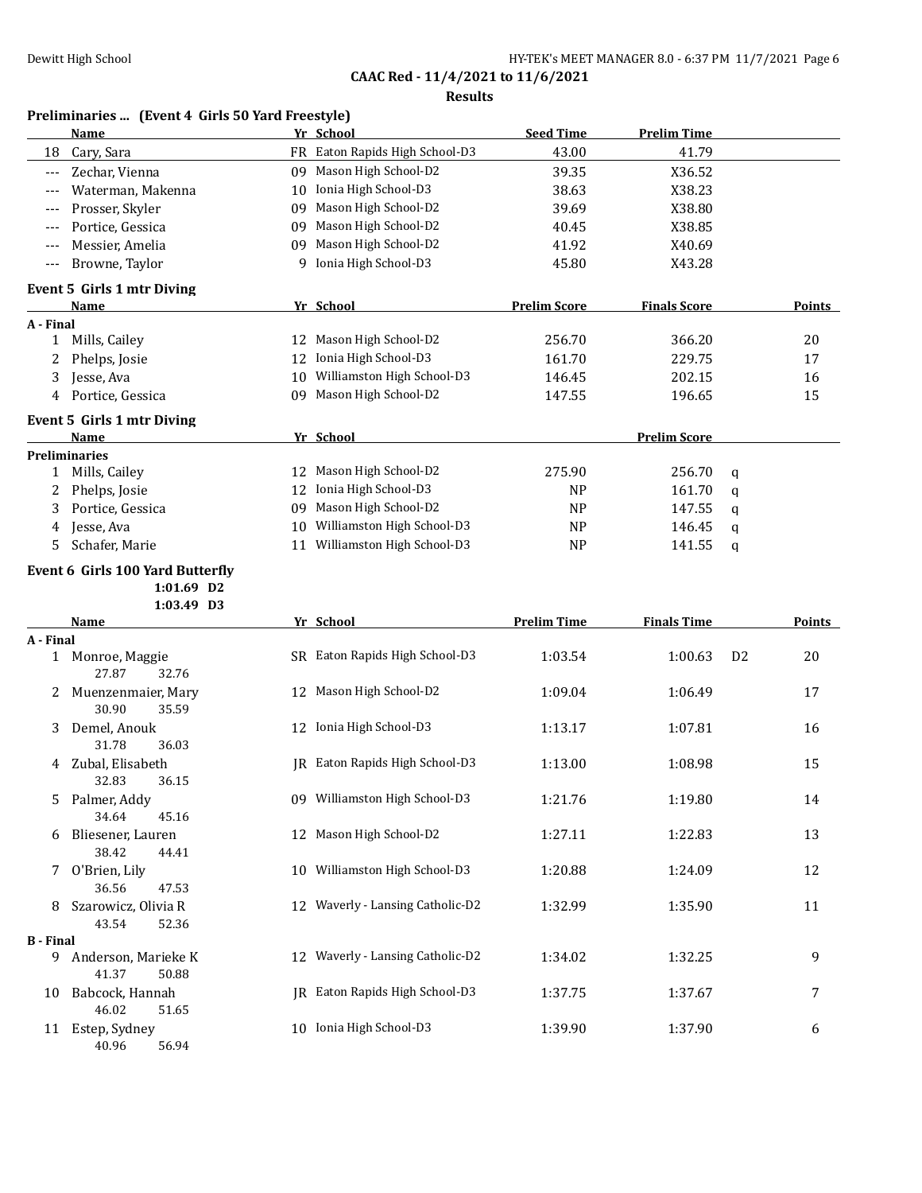**CAAC Red - 11/4/2021 to 11/6/2021**

**Results**

### Preliminaries ... (Event 4 Girls 50 Yard Freestyle)

| | Name | Yr | School | Seed Time | Prelim Time |
|---|---|---|---|---|---|
| 18 | Cary, Sara | FR | Eaton Rapids High School-D3 | 43.00 | 41.79 |
| --- | Zechar, Vienna | 09 | Mason High School-D2 | 39.35 | X36.52 |
| --- | Waterman, Makenna | 10 | Ionia High School-D3 | 38.63 | X38.23 |
| --- | Prosser, Skyler | 09 | Mason High School-D2 | 39.69 | X38.80 |
| --- | Portice, Gessica | 09 | Mason High School-D2 | 40.45 | X38.85 |
| --- | Messier, Amelia | 09 | Mason High School-D2 | 41.92 | X40.69 |
| --- | Browne, Taylor | 9 | Ionia High School-D3 | 45.80 | X43.28 |

### Event 5 Girls 1 mtr Diving

| | Name | Yr | School | Prelim Score | Finals Score | Points |
|---|---|---|---|---|---|---|
| **A - Final** | | | | | | |
| 1 | Mills, Cailey | 12 | Mason High School-D2 | 256.70 | 366.20 | 20 |
| 2 | Phelps, Josie | 12 | Ionia High School-D3 | 161.70 | 229.75 | 17 |
| 3 | Jesse, Ava | 10 | Williamston High School-D3 | 146.45 | 202.15 | 16 |
| 4 | Portice, Gessica | 09 | Mason High School-D2 | 147.55 | 196.65 | 15 |

### Event 5 Girls 1 mtr Diving

| | Name | Yr | School | | Prelim Score | |
|---|---|---|---|---|---|---|
| **Preliminaries** | | | | | | |
| 1 | Mills, Cailey | 12 | Mason High School-D2 | 275.90 | 256.70 | q |
| 2 | Phelps, Josie | 12 | Ionia High School-D3 | NP | 161.70 | q |
| 3 | Portice, Gessica | 09 | Mason High School-D2 | NP | 147.55 | q |
| 4 | Jesse, Ava | 10 | Williamston High School-D3 | NP | 146.45 | q |
| 5 | Schafer, Marie | 11 | Williamston High School-D3 | NP | 141.55 | q |

### Event 6 Girls 100 Yard Butterfly

1:01.69 D2
1:03.49 D3

| | Name | Yr | School | Prelim Time | Finals Time | | Points |
|---|---|---|---|---|---|---|---|
| **A - Final** | | | | | | | |
| 1 | Monroe, Maggie | SR | Eaton Rapids High School-D3 | 1:03.54 | 1:00.63 | D2 | 20 |
| | 27.87 32.76 | | | | | | |
| 2 | Muenzenmaier, Mary | 12 | Mason High School-D2 | 1:09.04 | 1:06.49 | | 17 |
| | 30.90 35.59 | | | | | | |
| 3 | Demel, Anouk | 12 | Ionia High School-D3 | 1:13.17 | 1:07.81 | | 16 |
| | 31.78 36.03 | | | | | | |
| 4 | Zubal, Elisabeth | JR | Eaton Rapids High School-D3 | 1:13.00 | 1:08.98 | | 15 |
| | 32.83 36.15 | | | | | | |
| 5 | Palmer, Addy | 09 | Williamston High School-D3 | 1:21.76 | 1:19.80 | | 14 |
| | 34.64 45.16 | | | | | | |
| 6 | Bliesener, Lauren | 12 | Mason High School-D2 | 1:27.11 | 1:22.83 | | 13 |
| | 38.42 44.41 | | | | | | |
| 7 | O'Brien, Lily | 10 | Williamston High School-D3 | 1:20.88 | 1:24.09 | | 12 |
| | 36.56 47.53 | | | | | | |
| 8 | Szarowicz, Olivia R | 12 | Waverly - Lansing Catholic-D2 | 1:32.99 | 1:35.90 | | 11 |
| | 43.54 52.36 | | | | | | |
| **B - Final** | | | | | | | |
| 9 | Anderson, Marieke K | 12 | Waverly - Lansing Catholic-D2 | 1:34.02 | 1:32.25 | | 9 |
| | 41.37 50.88 | | | | | | |
| 10 | Babcock, Hannah | JR | Eaton Rapids High School-D3 | 1:37.75 | 1:37.67 | | 7 |
| | 46.02 51.65 | | | | | | |
| 11 | Estep, Sydney | 10 | Ionia High School-D3 | 1:39.90 | 1:37.90 | | 6 |
| | 40.96 56.94 | | | | | | |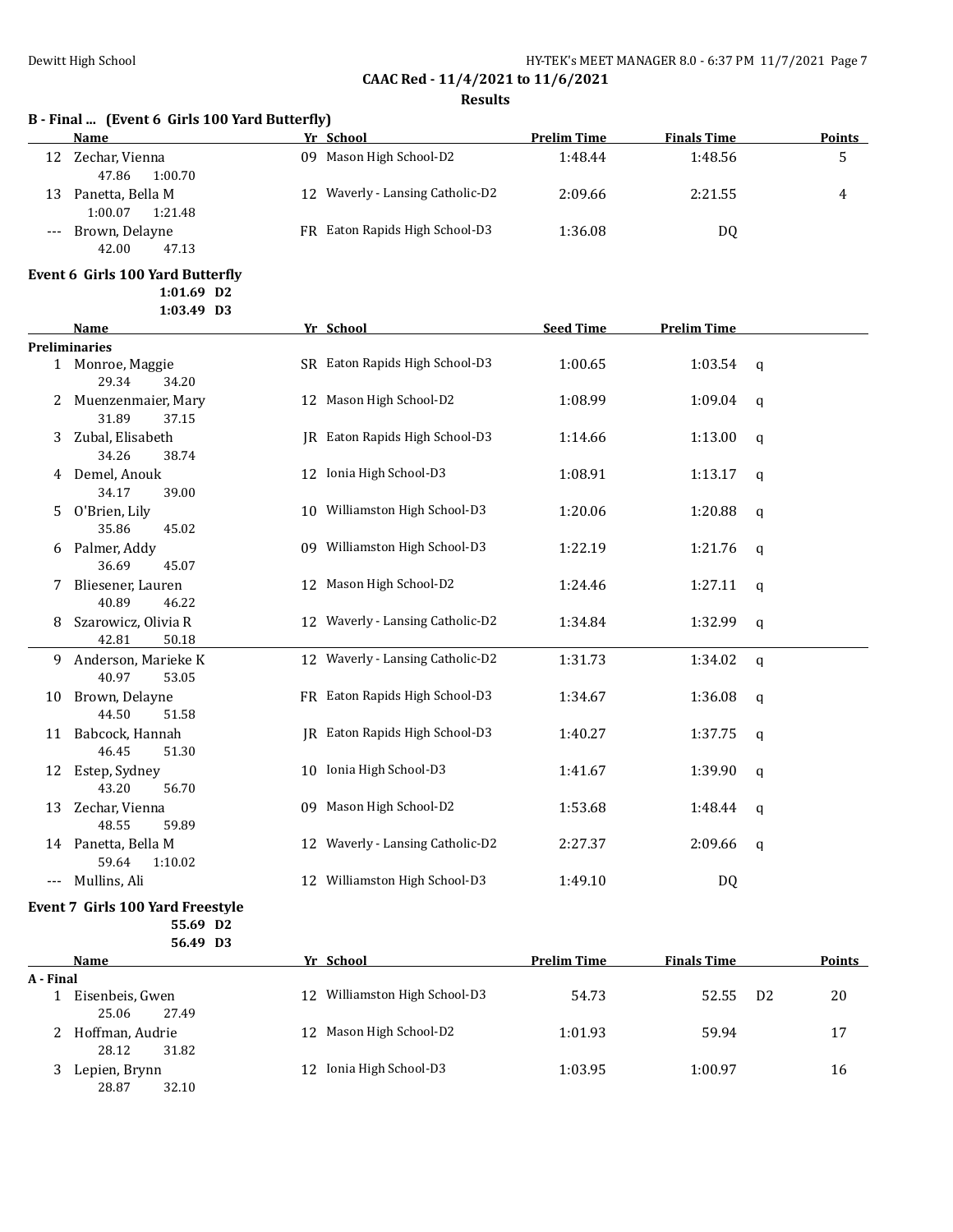## CAAC Red - 11/4/2021 to 11/6/2021

### Results

### B - Final ... (Event 6 Girls 100 Yard Butterfly)

| | Name | Yr | School | Prelim Time | Finals Time | | Points |
|---|---|---|---|---|---|---|---|
| 12 | Zechar, Vienna | 09 | Mason High School-D2 | 1:48.44 | 1:48.56 | | 5 |
| | 47.86 1:00.70 | | | | | | |
| 13 | Panetta, Bella M | 12 | Waverly - Lansing Catholic-D2 | 2:09.66 | 2:21.55 | | 4 |
| | 1:00.07 1:21.48 | | | | | | |
| --- | Brown, Delayne | FR | Eaton Rapids High School-D3 | 1:36.08 | DQ | | |
| | 42.00 47.13 | | | | | | |

### Event 6 Girls 100 Yard Butterfly

1:01.69 D2
1:03.49 D3

| | Name | Yr | School | Seed Time | Prelim Time | |
|---|---|---|---|---|---|---|
| **Preliminaries** | | | | | | |
| 1 | Monroe, Maggie | SR | Eaton Rapids High School-D3 | 1:00.65 | 1:03.54 | q |
| | 29.34 34.20 | | | | | |
| 2 | Muenzenmaier, Mary | 12 | Mason High School-D2 | 1:08.99 | 1:09.04 | q |
| | 31.89 37.15 | | | | | |
| 3 | Zubal, Elisabeth | JR | Eaton Rapids High School-D3 | 1:14.66 | 1:13.00 | q |
| | 34.26 38.74 | | | | | |
| 4 | Demel, Anouk | 12 | Ionia High School-D3 | 1:08.91 | 1:13.17 | q |
| | 34.17 39.00 | | | | | |
| 5 | O'Brien, Lily | 10 | Williamston High School-D3 | 1:20.06 | 1:20.88 | q |
| | 35.86 45.02 | | | | | |
| 6 | Palmer, Addy | 09 | Williamston High School-D3 | 1:22.19 | 1:21.76 | q |
| | 36.69 45.07 | | | | | |
| 7 | Bliesener, Lauren | 12 | Mason High School-D2 | 1:24.46 | 1:27.11 | q |
| | 40.89 46.22 | | | | | |
| 8 | Szarowicz, Olivia R | 12 | Waverly - Lansing Catholic-D2 | 1:34.84 | 1:32.99 | q |
| | 42.81 50.18 | | | | | |
| 9 | Anderson, Marieke K | 12 | Waverly - Lansing Catholic-D2 | 1:31.73 | 1:34.02 | q |
| | 40.97 53.05 | | | | | |
| 10 | Brown, Delayne | FR | Eaton Rapids High School-D3 | 1:34.67 | 1:36.08 | q |
| | 44.50 51.58 | | | | | |
| 11 | Babcock, Hannah | JR | Eaton Rapids High School-D3 | 1:40.27 | 1:37.75 | q |
| | 46.45 51.30 | | | | | |
| 12 | Estep, Sydney | 10 | Ionia High School-D3 | 1:41.67 | 1:39.90 | q |
| | 43.20 56.70 | | | | | |
| 13 | Zechar, Vienna | 09 | Mason High School-D2 | 1:53.68 | 1:48.44 | q |
| | 48.55 59.89 | | | | | |
| 14 | Panetta, Bella M | 12 | Waverly - Lansing Catholic-D2 | 2:27.37 | 2:09.66 | q |
| | 59.64 1:10.02 | | | | | |
| --- | Mullins, Ali | 12 | Williamston High School-D3 | 1:49.10 | DQ | |

### Event 7 Girls 100 Yard Freestyle

55.69 D2
56.49 D3

| | Name | Yr | School | Prelim Time | Finals Time | | Points |
|---|---|---|---|---|---|---|---|
| **A - Final** | | | | | | | |
| 1 | Eisenbeis, Gwen | 12 | Williamston High School-D3 | 54.73 | 52.55 | D2 | 20 |
| | 25.06 27.49 | | | | | | |
| 2 | Hoffman, Audrie | 12 | Mason High School-D2 | 1:01.93 | 59.94 | | 17 |
| | 28.12 31.82 | | | | | | |
| 3 | Lepien, Brynn | 12 | Ionia High School-D3 | 1:03.95 | 1:00.97 | | 16 |
| | 28.87 32.10 | | | | | | |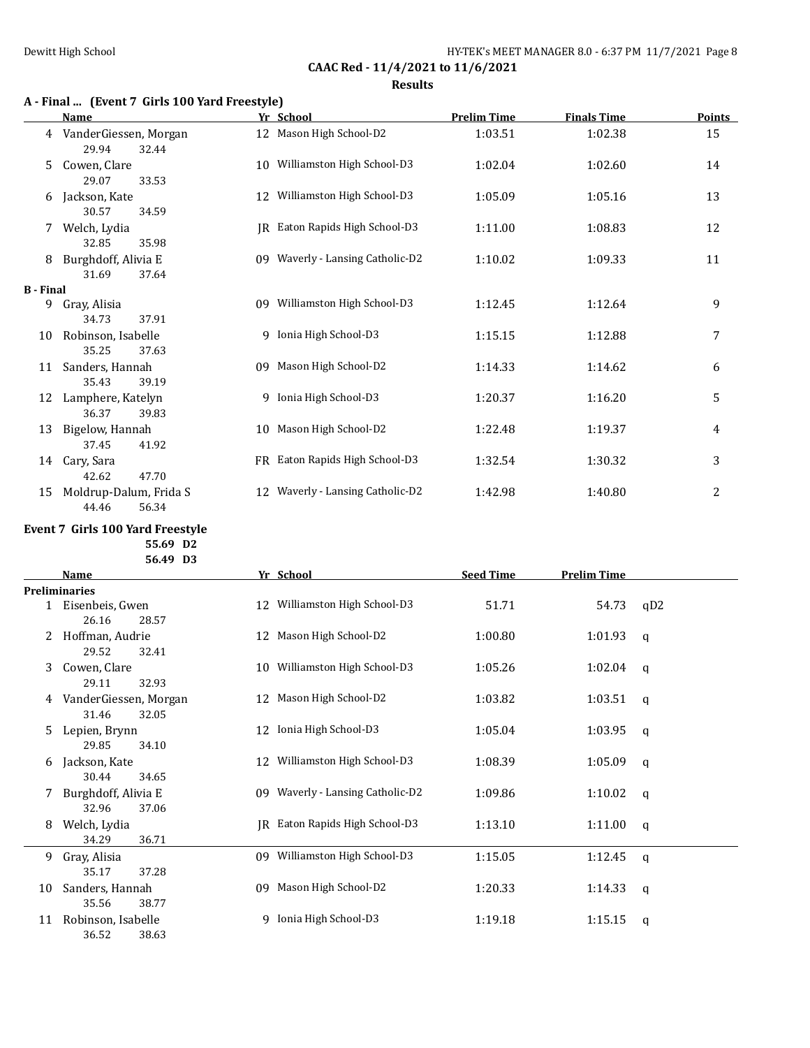**CAAC Red - 11/4/2021 to 11/6/2021**

**Results**

### A - Final ... (Event 7 Girls 100 Yard Freestyle)

| | Name | Yr | School | Prelim Time | Finals Time | Points |
|---|---|---|---|---|---|---|
| 4 | VanderGiessen, Morgan | 12 | Mason High School-D2 | 1:03.51 | 1:02.38 | 15 |
| | 29.94 32.44 | | | | | |
| 5 | Cowen, Clare | 10 | Williamston High School-D3 | 1:02.04 | 1:02.60 | 14 |
| | 29.07 33.53 | | | | | |
| 6 | Jackson, Kate | 12 | Williamston High School-D3 | 1:05.09 | 1:05.16 | 13 |
| | 30.57 34.59 | | | | | |
| 7 | Welch, Lydia | JR | Eaton Rapids High School-D3 | 1:11.00 | 1:08.83 | 12 |
| | 32.85 35.98 | | | | | |
| 8 | Burghdoff, Alivia E | 09 | Waverly - Lansing Catholic-D2 | 1:10.02 | 1:09.33 | 11 |
| | 31.69 37.64 | | | | | |
| **B - Final** | | | | | | |
| 9 | Gray, Alisia | 09 | Williamston High School-D3 | 1:12.45 | 1:12.64 | 9 |
| | 34.73 37.91 | | | | | |
| 10 | Robinson, Isabelle | 9 | Ionia High School-D3 | 1:15.15 | 1:12.88 | 7 |
| | 35.25 37.63 | | | | | |
| 11 | Sanders, Hannah | 09 | Mason High School-D2 | 1:14.33 | 1:14.62 | 6 |
| | 35.43 39.19 | | | | | |
| 12 | Lamphere, Katelyn | 9 | Ionia High School-D3 | 1:20.37 | 1:16.20 | 5 |
| | 36.37 39.83 | | | | | |
| 13 | Bigelow, Hannah | 10 | Mason High School-D2 | 1:22.48 | 1:19.37 | 4 |
| | 37.45 41.92 | | | | | |
| 14 | Cary, Sara | FR | Eaton Rapids High School-D3 | 1:32.54 | 1:30.32 | 3 |
| | 42.62 47.70 | | | | | |
| 15 | Moldrup-Dalum, Frida S | 12 | Waverly - Lansing Catholic-D2 | 1:42.98 | 1:40.80 | 2 |
| | 44.46 56.34 | | | | | |

### Event 7 Girls 100 Yard Freestyle

55.69 D2
56.49 D3

| | Name | Yr | School | Seed Time | Prelim Time | |
|---|---|---|---|---|---|---|
| **Preliminaries** | | | | | | |
| 1 | Eisenbeis, Gwen | 12 | Williamston High School-D3 | 51.71 | 54.73 | qD2 |
| | 26.16 28.57 | | | | | |
| 2 | Hoffman, Audrie | 12 | Mason High School-D2 | 1:00.80 | 1:01.93 | q |
| | 29.52 32.41 | | | | | |
| 3 | Cowen, Clare | 10 | Williamston High School-D3 | 1:05.26 | 1:02.04 | q |
| | 29.11 32.93 | | | | | |
| 4 | VanderGiessen, Morgan | 12 | Mason High School-D2 | 1:03.82 | 1:03.51 | q |
| | 31.46 32.05 | | | | | |
| 5 | Lepien, Brynn | 12 | Ionia High School-D3 | 1:05.04 | 1:03.95 | q |
| | 29.85 34.10 | | | | | |
| 6 | Jackson, Kate | 12 | Williamston High School-D3 | 1:08.39 | 1:05.09 | q |
| | 30.44 34.65 | | | | | |
| 7 | Burghdoff, Alivia E | 09 | Waverly - Lansing Catholic-D2 | 1:09.86 | 1:10.02 | q |
| | 32.96 37.06 | | | | | |
| 8 | Welch, Lydia | JR | Eaton Rapids High School-D3 | 1:13.10 | 1:11.00 | q |
| | 34.29 36.71 | | | | | |
| 9 | Gray, Alisia | 09 | Williamston High School-D3 | 1:15.05 | 1:12.45 | q |
| | 35.17 37.28 | | | | | |
| 10 | Sanders, Hannah | 09 | Mason High School-D2 | 1:20.33 | 1:14.33 | q |
| | 35.56 38.77 | | | | | |
| 11 | Robinson, Isabelle | 9 | Ionia High School-D3 | 1:19.18 | 1:15.15 | q |
| | 36.52 38.63 | | | | | |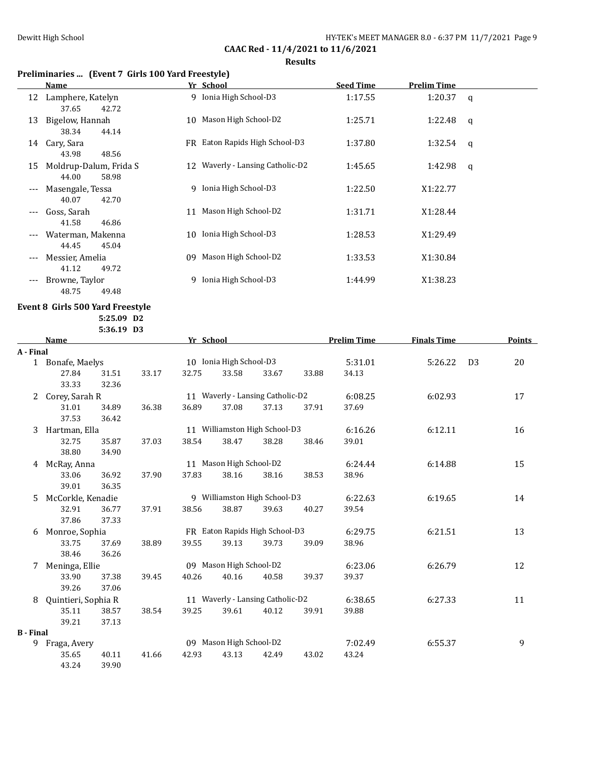**CAAC Red - 11/4/2021 to 11/6/2021**

**Results**

### Preliminaries ... (Event 7 Girls 100 Yard Freestyle)

| | Name | Yr | School | Seed Time | Prelim Time | |
|---|---|---|---|---|---|---|
| 12 | Lamphere, Katelyn | 9 | Ionia High School-D3 | 1:17.55 | 1:20.37 | q |
| | 37.65 42.72 | | | | | |
| 13 | Bigelow, Hannah | 10 | Mason High School-D2 | 1:25.71 | 1:22.48 | q |
| | 38.34 44.14 | | | | | |
| 14 | Cary, Sara | FR | Eaton Rapids High School-D3 | 1:37.80 | 1:32.54 | q |
| | 43.98 48.56 | | | | | |
| 15 | Moldrup-Dalum, Frida S | 12 | Waverly - Lansing Catholic-D2 | 1:45.65 | 1:42.98 | q |
| | 44.00 58.98 | | | | | |
| --- | Masengale, Tessa | 9 | Ionia High School-D3 | 1:22.50 | X1:22.77 | |
| | 40.07 42.70 | | | | | |
| --- | Goss, Sarah | 11 | Mason High School-D2 | 1:31.71 | X1:28.44 | |
| | 41.58 46.86 | | | | | |
| --- | Waterman, Makenna | 10 | Ionia High School-D3 | 1:28.53 | X1:29.49 | |
| | 44.45 45.04 | | | | | |
| --- | Messier, Amelia | 09 | Mason High School-D2 | 1:33.53 | X1:30.84 | |
| | 41.12 49.72 | | | | | |
| --- | Browne, Taylor | 9 | Ionia High School-D3 | 1:44.99 | X1:38.23 | |
| | 48.75 49.48 | | | | | |

### Event 8 Girls 500 Yard Freestyle

5:25.09 D2
5:36.19 D3

| | Name | Yr | School | Prelim Time | Finals Time | | Points |
|---|---|---|---|---|---|---|---|
| **A - Final** | | | | | | | |
| 1 | Bonafe, Maelys | 10 | Ionia High School-D3 | 5:31.01 | 5:26.22 | D3 | 20 |
| | 27.84 31.51 33.17 32.75 33.58 33.67 33.88 34.13 33.33 32.36 | | | | | | |
| 2 | Corey, Sarah R | 11 | Waverly - Lansing Catholic-D2 | 6:08.25 | 6:02.93 | | 17 |
| | 31.01 34.89 36.38 36.89 37.08 37.13 37.91 37.69 37.53 36.42 | | | | | | |
| 3 | Hartman, Ella | 11 | Williamston High School-D3 | 6:16.26 | 6:12.11 | | 16 |
| | 32.75 35.87 37.03 38.54 38.47 38.28 38.46 39.01 38.80 34.90 | | | | | | |
| 4 | McRay, Anna | 11 | Mason High School-D2 | 6:24.44 | 6:14.88 | | 15 |
| | 33.06 36.92 37.90 37.83 38.16 38.16 38.53 38.96 39.01 36.35 | | | | | | |
| 5 | McCorkle, Kenadie | 9 | Williamston High School-D3 | 6:22.63 | 6:19.65 | | 14 |
| | 32.91 36.77 37.91 38.56 38.87 39.63 40.27 39.54 37.86 37.33 | | | | | | |
| 6 | Monroe, Sophia | FR | Eaton Rapids High School-D3 | 6:29.75 | 6:21.51 | | 13 |
| | 33.75 37.69 38.89 39.55 39.13 39.73 39.09 38.96 38.46 36.26 | | | | | | |
| 7 | Meninga, Ellie | 09 | Mason High School-D2 | 6:23.06 | 6:26.79 | | 12 |
| | 33.90 37.38 39.45 40.26 40.16 40.58 39.37 39.37 39.26 37.06 | | | | | | |
| 8 | Quintieri, Sophia R | 11 | Waverly - Lansing Catholic-D2 | 6:38.65 | 6:27.33 | | 11 |
| | 35.11 38.57 38.54 39.25 39.61 40.12 39.91 39.88 39.21 37.13 | | | | | | |
| **B - Final** | | | | | | | |
| 9 | Fraga, Avery | 09 | Mason High School-D2 | 7:02.49 | 6:55.37 | | 9 |
| | 35.65 40.11 41.66 42.93 43.13 42.49 43.02 43.24 43.24 39.90 | | | | | | |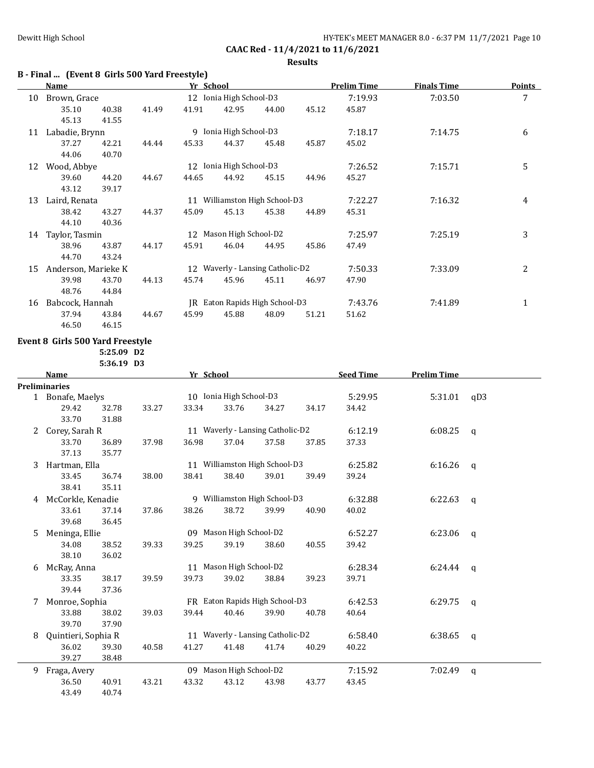## CAAC Red - 11/4/2021 to 11/6/2021

### Results

### B - Final ... (Event 8 Girls 500 Yard Freestyle)

| | Name | Yr | School | Prelim Time | Finals Time | Points |
|---|---|---|---|---|---|---|
| 10 | Brown, Grace | 12 | Ionia High School-D3 | 7:19.93 | 7:03.50 | 7 |
| | 35.10 40.38 41.49 41.91 42.95 44.00 45.12 45.87 45.13 41.55 | | | | | |
| 11 | Labadie, Brynn | 9 | Ionia High School-D3 | 7:18.17 | 7:14.75 | 6 |
| | 37.27 42.21 44.44 45.33 44.37 45.48 45.87 45.02 44.06 40.70 | | | | | |
| 12 | Wood, Abbye | 12 | Ionia High School-D3 | 7:26.52 | 7:15.71 | 5 |
| | 39.60 44.20 44.67 44.65 44.92 45.15 44.96 45.27 43.12 39.17 | | | | | |
| 13 | Laird, Renata | 11 | Williamston High School-D3 | 7:22.27 | 7:16.32 | 4 |
| | 38.42 43.27 44.37 45.09 45.13 45.38 44.89 45.31 44.10 40.36 | | | | | |
| 14 | Taylor, Tasmin | 12 | Mason High School-D2 | 7:25.97 | 7:25.19 | 3 |
| | 38.96 43.87 44.17 45.91 46.04 44.95 45.86 47.49 44.70 43.24 | | | | | |
| 15 | Anderson, Marieke K | 12 | Waverly - Lansing Catholic-D2 | 7:50.33 | 7:33.09 | 2 |
| | 39.98 43.70 44.13 45.74 45.96 45.11 46.97 47.90 48.76 44.84 | | | | | |
| 16 | Babcock, Hannah | JR | Eaton Rapids High School-D3 | 7:43.76 | 7:41.89 | 1 |
| | 37.94 43.84 44.67 45.99 45.88 48.09 51.21 51.62 46.50 46.15 | | | | | |

### Event 8 Girls 500 Yard Freestyle

5:25.09 D2
5:36.19 D3

| | Name | Yr | School | Seed Time | Prelim Time | |
|---|---|---|---|---|---|---|
| **Preliminaries** | | | | | | |
| 1 | Bonafe, Maelys | 10 | Ionia High School-D3 | 5:29.95 | 5:31.01 | qD3 |
| | 29.42 32.78 33.27 33.34 33.76 34.27 34.17 34.42 33.70 31.88 | | | | | |
| 2 | Corey, Sarah R | 11 | Waverly - Lansing Catholic-D2 | 6:12.19 | 6:08.25 | q |
| | 33.70 36.89 37.98 36.98 37.04 37.58 37.85 37.33 37.13 35.77 | | | | | |
| 3 | Hartman, Ella | 11 | Williamston High School-D3 | 6:25.82 | 6:16.26 | q |
| | 33.45 36.74 38.00 38.41 38.40 39.01 39.49 39.24 38.41 35.11 | | | | | |
| 4 | McCorkle, Kenadie | 9 | Williamston High School-D3 | 6:32.88 | 6:22.63 | q |
| | 33.61 37.14 37.86 38.26 38.72 39.99 40.90 40.02 39.68 36.45 | | | | | |
| 5 | Meninga, Ellie | 09 | Mason High School-D2 | 6:52.27 | 6:23.06 | q |
| | 34.08 38.52 39.33 39.25 39.19 38.60 40.55 39.42 38.10 36.02 | | | | | |
| 6 | McRay, Anna | 11 | Mason High School-D2 | 6:28.34 | 6:24.44 | q |
| | 33.35 38.17 39.59 39.73 39.02 38.84 39.23 39.71 39.44 37.36 | | | | | |
| 7 | Monroe, Sophia | FR | Eaton Rapids High School-D3 | 6:42.53 | 6:29.75 | q |
| | 33.88 38.02 39.03 39.44 40.46 39.90 40.78 40.64 39.70 37.90 | | | | | |
| 8 | Quintieri, Sophia R | 11 | Waverly - Lansing Catholic-D2 | 6:58.40 | 6:38.65 | q |
| | 36.02 39.30 40.58 41.27 41.48 41.74 40.29 40.22 39.27 38.48 | | | | | |
| 9 | Fraga, Avery | 09 | Mason High School-D2 | 7:15.92 | 7:02.49 | q |
| | 36.50 40.91 43.21 43.32 43.12 43.98 43.77 43.45 43.49 40.74 | | | | | |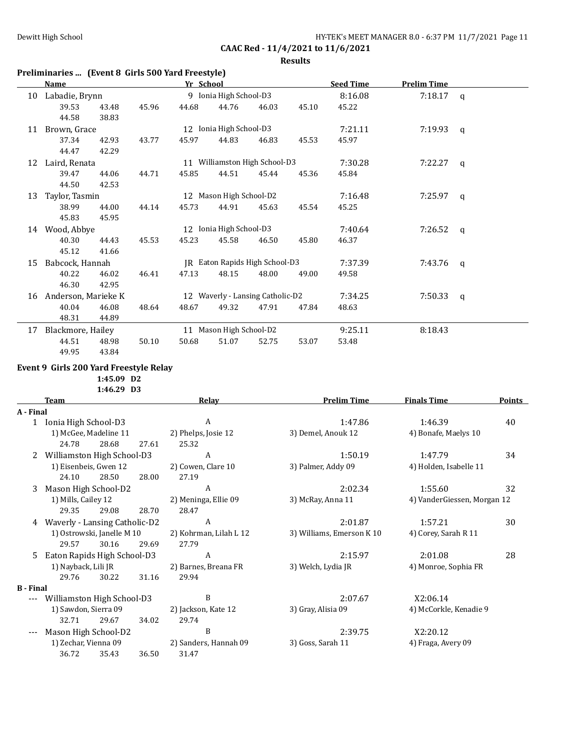CAAC Red - 11/4/2021 to 11/6/2021

Results

### Preliminaries ... (Event 8 Girls 500 Yard Freestyle)

| | Name | Yr | School | Seed Time | Prelim Time | |
|---|---|---|---|---|---|---|
| 10 | Labadie, Brynn | 9 | Ionia High School-D3 | 8:16.08 | 7:18.17 | q |
| | 39.53 43.48 45.96 44.68 44.76 46.03 45.10 45.22 44.58 38.83 | | | | | |
| 11 | Brown, Grace | 12 | Ionia High School-D3 | 7:21.11 | 7:19.93 | q |
| | 37.34 42.93 43.77 45.97 44.83 46.83 45.53 45.97 44.47 42.29 | | | | | |
| 12 | Laird, Renata | 11 | Williamston High School-D3 | 7:30.28 | 7:22.27 | q |
| | 39.47 44.06 44.71 45.85 44.51 45.44 45.36 45.84 44.50 42.53 | | | | | |
| 13 | Taylor, Tasmin | 12 | Mason High School-D2 | 7:16.48 | 7:25.97 | q |
| | 38.99 44.00 44.14 45.73 44.91 45.63 45.54 45.25 45.83 45.95 | | | | | |
| 14 | Wood, Abbye | 12 | Ionia High School-D3 | 7:40.64 | 7:26.52 | q |
| | 40.30 44.43 45.53 45.23 45.58 46.50 45.80 46.37 45.12 41.66 | | | | | |
| 15 | Babcock, Hannah | JR | Eaton Rapids High School-D3 | 7:37.39 | 7:43.76 | q |
| | 40.22 46.02 46.41 47.13 48.15 48.00 49.00 49.58 46.30 42.95 | | | | | |
| 16 | Anderson, Marieke K | 12 | Waverly - Lansing Catholic-D2 | 7:34.25 | 7:50.33 | q |
| | 40.04 46.08 48.64 48.67 49.32 47.91 47.84 48.63 48.31 44.89 | | | | | |
| 17 | Blackmore, Hailey | 11 | Mason High School-D2 | 9:25.11 | 8:18.43 | |
| | 44.51 48.98 50.10 50.68 51.07 52.75 53.07 53.48 49.95 43.84 | | | | | |

### Event 9 Girls 200 Yard Freestyle Relay

1:45.09 D2
1:46.29 D3

| | Team | Relay | Prelim Time | Finals Time | Points |
|---|---|---|---|---|---|
| **A - Final** | | | | | |
| 1 | Ionia High School-D3 | A | 1:47.86 | 1:46.39 | 40 |
| | 1) McGee, Madeline 11; 2) Phelps, Josie 12; 3) Demel, Anouk 12; 4) Bonafe, Maelys 10 | | | | |
| | 24.78 28.68 27.61 25.32 | | | | |
| 2 | Williamston High School-D3 | A | 1:50.19 | 1:47.79 | 34 |
| | 1) Eisenbeis, Gwen 12; 2) Cowen, Clare 10; 3) Palmer, Addy 09; 4) Holden, Isabelle 11 | | | | |
| | 24.10 28.50 28.00 27.19 | | | | |
| 3 | Mason High School-D2 | A | 2:02.34 | 1:55.60 | 32 |
| | 1) Mills, Cailey 12; 2) Meninga, Ellie 09; 3) McRay, Anna 11; 4) VanderGiessen, Morgan 12 | | | | |
| | 29.35 29.08 28.70 28.47 | | | | |
| 4 | Waverly - Lansing Catholic-D2 | A | 2:01.87 | 1:57.21 | 30 |
| | 1) Ostrowski, Janelle M 10; 2) Kohrman, Lilah L 12; 3) Williams, Emerson K 10; 4) Corey, Sarah R 11 | | | | |
| | 29.57 30.16 29.69 27.79 | | | | |
| 5 | Eaton Rapids High School-D3 | A | 2:15.97 | 2:01.08 | 28 |
| | 1) Nayback, Lili JR; 2) Barnes, Breana FR; 3) Welch, Lydia JR; 4) Monroe, Sophia FR | | | | |
| | 29.76 30.22 31.16 29.94 | | | | |
| **B - Final** | | | | | |
| --- | Williamston High School-D3 | B | 2:07.67 | X2:06.14 | |
| | 1) Sawdon, Sierra 09; 2) Jackson, Kate 12; 3) Gray, Alisia 09; 4) McCorkle, Kenadie 9 | | | | |
| | 32.71 29.67 34.02 29.74 | | | | |
| --- | Mason High School-D2 | B | 2:39.75 | X2:20.12 | |
| | 1) Zechar, Vienna 09; 2) Sanders, Hannah 09; 3) Goss, Sarah 11; 4) Fraga, Avery 09 | | | | |
| | 36.72 35.43 36.50 31.47 | | | | |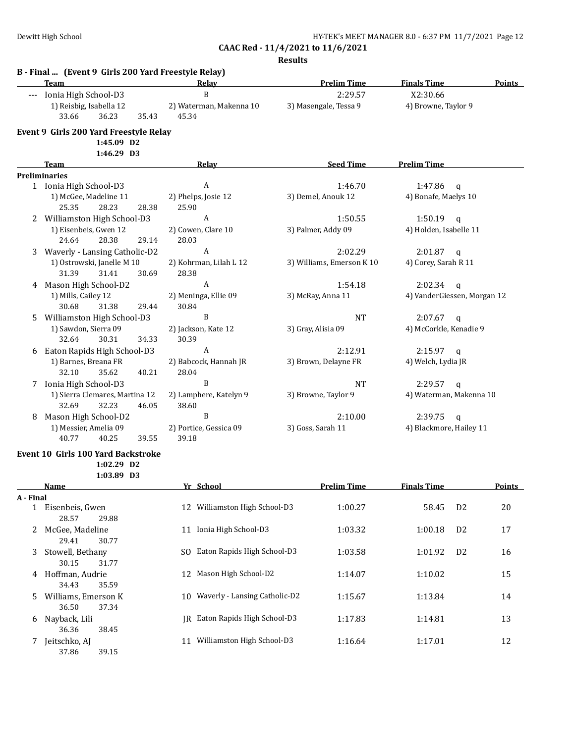**CAAC Red - 11/4/2021 to 11/6/2021**

**Results**

### B - Final ... (Event 9 Girls 200 Yard Freestyle Relay)

| | Team | Relay | Prelim Time | Finals Time | Points |
|---|---|---|---|---|---|
| --- | Ionia High School-D3 | B | 2:29.57 | X2:30.66 | |
| | 1) Reisbig, Isabella 12 | 2) Waterman, Makenna 10 | 3) Masengale, Tessa 9 | 4) Browne, Taylor 9 | |
| | 33.66 36.23 35.43 | 45.34 | | | |

### Event 9 Girls 200 Yard Freestyle Relay

1:45.09 D2
1:46.29 D3

| | Team | Relay | Seed Time | Prelim Time |
|---|---|---|---|---|
| **Preliminaries** | | | | |
| 1 | Ionia High School-D3 | A | 1:46.70 | 1:47.86 q |
| | 1) McGee, Madeline 11 | 2) Phelps, Josie 12 | 3) Demel, Anouk 12 | 4) Bonafe, Maelys 10 |
| | 25.35 28.23 28.38 | 25.90 | | |
| 2 | Williamston High School-D3 | A | 1:50.55 | 1:50.19 q |
| | 1) Eisenbeis, Gwen 12 | 2) Cowen, Clare 10 | 3) Palmer, Addy 09 | 4) Holden, Isabelle 11 |
| | 24.64 28.38 29.14 | 28.03 | | |
| 3 | Waverly - Lansing Catholic-D2 | A | 2:02.29 | 2:01.87 q |
| | 1) Ostrowski, Janelle M 10 | 2) Kohrman, Lilah L 12 | 3) Williams, Emerson K 10 | 4) Corey, Sarah R 11 |
| | 31.39 31.41 30.69 | 28.38 | | |
| 4 | Mason High School-D2 | A | 1:54.18 | 2:02.34 q |
| | 1) Mills, Cailey 12 | 2) Meninga, Ellie 09 | 3) McRay, Anna 11 | 4) VanderGiessen, Morgan 12 |
| | 30.68 31.38 29.44 | 30.84 | | |
| 5 | Williamston High School-D3 | B | NT | 2:07.67 q |
| | 1) Sawdon, Sierra 09 | 2) Jackson, Kate 12 | 3) Gray, Alisia 09 | 4) McCorkle, Kenadie 9 |
| | 32.64 30.31 34.33 | 30.39 | | |
| 6 | Eaton Rapids High School-D3 | A | 2:12.91 | 2:15.97 q |
| | 1) Barnes, Breana FR | 2) Babcock, Hannah JR | 3) Brown, Delayne FR | 4) Welch, Lydia JR |
| | 32.10 35.62 40.21 | 28.04 | | |
| 7 | Ionia High School-D3 | B | NT | 2:29.57 q |
| | 1) Sierra Clemares, Martina 12 | 2) Lamphere, Katelyn 9 | 3) Browne, Taylor 9 | 4) Waterman, Makenna 10 |
| | 32.69 32.23 46.05 | 38.60 | | |
| 8 | Mason High School-D2 | B | 2:10.00 | 2:39.75 q |
| | 1) Messier, Amelia 09 | 2) Portice, Gessica 09 | 3) Goss, Sarah 11 | 4) Blackmore, Hailey 11 |
| | 40.77 40.25 39.55 | 39.18 | | |

### Event 10 Girls 100 Yard Backstroke

1:02.29 D2
1:03.89 D3

| | Name | Yr | School | Prelim Time | Finals Time | | Points |
|---|---|---|---|---|---|---|---|
| **A - Final** | | | | | | | |
| 1 | Eisenbeis, Gwen | 12 | Williamston High School-D3 | 1:00.27 | 58.45 | D2 | 20 |
| | 28.57 29.88 | | | | | | |
| 2 | McGee, Madeline | 11 | Ionia High School-D3 | 1:03.32 | 1:00.18 | D2 | 17 |
| | 29.41 30.77 | | | | | | |
| 3 | Stowell, Bethany | SO | Eaton Rapids High School-D3 | 1:03.58 | 1:01.92 | D2 | 16 |
| | 30.15 31.77 | | | | | | |
| 4 | Hoffman, Audrie | 12 | Mason High School-D2 | 1:14.07 | 1:10.02 | | 15 |
| | 34.43 35.59 | | | | | | |
| 5 | Williams, Emerson K | 10 | Waverly - Lansing Catholic-D2 | 1:15.67 | 1:13.84 | | 14 |
| | 36.50 37.34 | | | | | | |
| 6 | Nayback, Lili | JR | Eaton Rapids High School-D3 | 1:17.83 | 1:14.81 | | 13 |
| | 36.36 38.45 | | | | | | |
| 7 | Jeitschko, AJ | 11 | Williamston High School-D3 | 1:16.64 | 1:17.01 | | 12 |
| | 37.86 39.15 | | | | | | |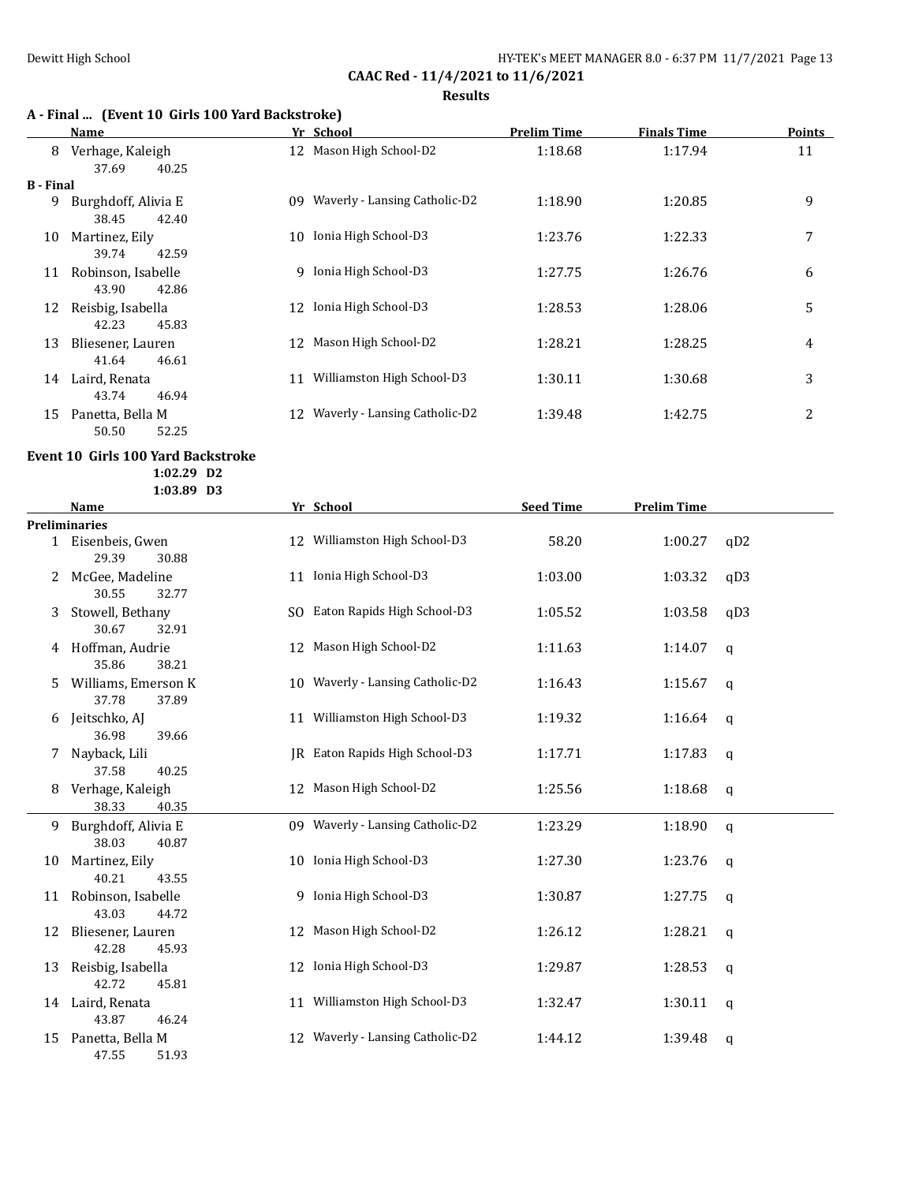**CAAC Red - 11/4/2021 to 11/6/2021**

**Results**

### A - Final ... (Event 10 Girls 100 Yard Backstroke)

| | Name | Yr | School | Prelim Time | Finals Time | Points |
|---|---|---|---|---|---|---|
| 8 | Verhage, Kaleigh | 12 | Mason High School-D2 | 1:18.68 | 1:17.94 | 11 |
| | 37.69 40.25 | | | | | |
| **B - Final** | | | | | | |
| 9 | Burghdoff, Alivia E | 09 | Waverly - Lansing Catholic-D2 | 1:18.90 | 1:20.85 | 9 |
| | 38.45 42.40 | | | | | |
| 10 | Martinez, Eily | 10 | Ionia High School-D3 | 1:23.76 | 1:22.33 | 7 |
| | 39.74 42.59 | | | | | |
| 11 | Robinson, Isabelle | 9 | Ionia High School-D3 | 1:27.75 | 1:26.76 | 6 |
| | 43.90 42.86 | | | | | |
| 12 | Reisbig, Isabella | 12 | Ionia High School-D3 | 1:28.53 | 1:28.06 | 5 |
| | 42.23 45.83 | | | | | |
| 13 | Bliesener, Lauren | 12 | Mason High School-D2 | 1:28.21 | 1:28.25 | 4 |
| | 41.64 46.61 | | | | | |
| 14 | Laird, Renata | 11 | Williamston High School-D3 | 1:30.11 | 1:30.68 | 3 |
| | 43.74 46.94 | | | | | |
| 15 | Panetta, Bella M | 12 | Waverly - Lansing Catholic-D2 | 1:39.48 | 1:42.75 | 2 |
| | 50.50 52.25 | | | | | |

### Event 10 Girls 100 Yard Backstroke

1:02.29 D2
1:03.89 D3

| | Name | Yr | School | Seed Time | Prelim Time | |
|---|---|---|---|---|---|---|
| **Preliminaries** | | | | | | |
| 1 | Eisenbeis, Gwen | 12 | Williamston High School-D3 | 58.20 | 1:00.27 | qD2 |
| | 29.39 30.88 | | | | | |
| 2 | McGee, Madeline | 11 | Ionia High School-D3 | 1:03.00 | 1:03.32 | qD3 |
| | 30.55 32.77 | | | | | |
| 3 | Stowell, Bethany | SO | Eaton Rapids High School-D3 | 1:05.52 | 1:03.58 | qD3 |
| | 30.67 32.91 | | | | | |
| 4 | Hoffman, Audrie | 12 | Mason High School-D2 | 1:11.63 | 1:14.07 | q |
| | 35.86 38.21 | | | | | |
| 5 | Williams, Emerson K | 10 | Waverly - Lansing Catholic-D2 | 1:16.43 | 1:15.67 | q |
| | 37.78 37.89 | | | | | |
| 6 | Jeitschko, AJ | 11 | Williamston High School-D3 | 1:19.32 | 1:16.64 | q |
| | 36.98 39.66 | | | | | |
| 7 | Nayback, Lili | JR | Eaton Rapids High School-D3 | 1:17.71 | 1:17.83 | q |
| | 37.58 40.25 | | | | | |
| 8 | Verhage, Kaleigh | 12 | Mason High School-D2 | 1:25.56 | 1:18.68 | q |
| | 38.33 40.35 | | | | | |
| 9 | Burghdoff, Alivia E | 09 | Waverly - Lansing Catholic-D2 | 1:23.29 | 1:18.90 | q |
| | 38.03 40.87 | | | | | |
| 10 | Martinez, Eily | 10 | Ionia High School-D3 | 1:27.30 | 1:23.76 | q |
| | 40.21 43.55 | | | | | |
| 11 | Robinson, Isabelle | 9 | Ionia High School-D3 | 1:30.87 | 1:27.75 | q |
| | 43.03 44.72 | | | | | |
| 12 | Bliesener, Lauren | 12 | Mason High School-D2 | 1:26.12 | 1:28.21 | q |
| | 42.28 45.93 | | | | | |
| 13 | Reisbig, Isabella | 12 | Ionia High School-D3 | 1:29.87 | 1:28.53 | q |
| | 42.72 45.81 | | | | | |
| 14 | Laird, Renata | 11 | Williamston High School-D3 | 1:32.47 | 1:30.11 | q |
| | 43.87 46.24 | | | | | |
| 15 | Panetta, Bella M | 12 | Waverly - Lansing Catholic-D2 | 1:44.12 | 1:39.48 | q |
| | 47.55 51.93 | | | | | |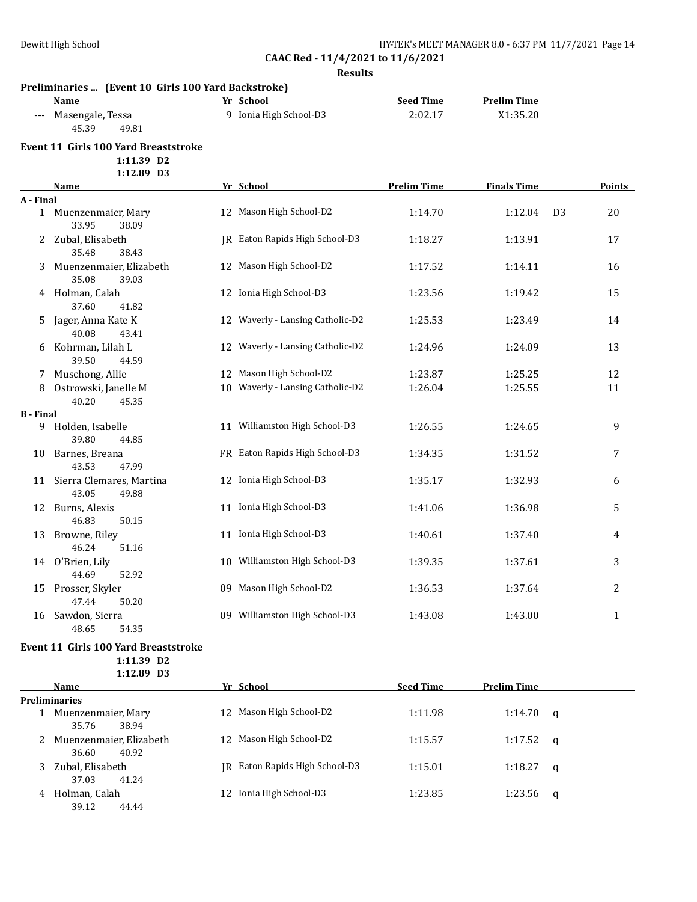**CAAC Red - 11/4/2021 to 11/6/2021**

**Results**

**Preliminaries ... (Event 10 Girls 100 Yard Backstroke)**

| | Name | Yr | School | Seed Time | Prelim Time |
|---|---|---|---|---|---|
| --- | Masengale, Tessa | 9 | Ionia High School-D3 | 2:02.17 | X1:35.20 |
| | 45.39 49.81 | | | | |

**Event 11 Girls 100 Yard Breaststroke**

1:11.39 D2
1:12.89 D3

| | Name | Yr | School | Prelim Time | Finals Time | | Points |
|---|---|---|---|---|---|---|---|
| **A - Final** | | | | | | | |
| 1 | Muenzenmaier, Mary | 12 | Mason High School-D2 | 1:14.70 | 1:12.04 | D3 | 20 |
| | 33.95 38.09 | | | | | | |
| 2 | Zubal, Elisabeth | JR | Eaton Rapids High School-D3 | 1:18.27 | 1:13.91 | | 17 |
| | 35.48 38.43 | | | | | | |
| 3 | Muenzenmaier, Elizabeth | 12 | Mason High School-D2 | 1:17.52 | 1:14.11 | | 16 |
| | 35.08 39.03 | | | | | | |
| 4 | Holman, Calah | 12 | Ionia High School-D3 | 1:23.56 | 1:19.42 | | 15 |
| | 37.60 41.82 | | | | | | |
| 5 | Jager, Anna Kate K | 12 | Waverly - Lansing Catholic-D2 | 1:25.53 | 1:23.49 | | 14 |
| | 40.08 43.41 | | | | | | |
| 6 | Kohrman, Lilah L | 12 | Waverly - Lansing Catholic-D2 | 1:24.96 | 1:24.09 | | 13 |
| | 39.50 44.59 | | | | | | |
| 7 | Muschong, Allie | 12 | Mason High School-D2 | 1:23.87 | 1:25.25 | | 12 |
| 8 | Ostrowski, Janelle M | 10 | Waverly - Lansing Catholic-D2 | 1:26.04 | 1:25.55 | | 11 |
| | 40.20 45.35 | | | | | | |
| **B - Final** | | | | | | | |
| 9 | Holden, Isabelle | 11 | Williamston High School-D3 | 1:26.55 | 1:24.65 | | 9 |
| | 39.80 44.85 | | | | | | |
| 10 | Barnes, Breana | FR | Eaton Rapids High School-D3 | 1:34.35 | 1:31.52 | | 7 |
| | 43.53 47.99 | | | | | | |
| 11 | Sierra Clemares, Martina | 12 | Ionia High School-D3 | 1:35.17 | 1:32.93 | | 6 |
| | 43.05 49.88 | | | | | | |
| 12 | Burns, Alexis | 11 | Ionia High School-D3 | 1:41.06 | 1:36.98 | | 5 |
| | 46.83 50.15 | | | | | | |
| 13 | Browne, Riley | 11 | Ionia High School-D3 | 1:40.61 | 1:37.40 | | 4 |
| | 46.24 51.16 | | | | | | |
| 14 | O'Brien, Lily | 10 | Williamston High School-D3 | 1:39.35 | 1:37.61 | | 3 |
| | 44.69 52.92 | | | | | | |
| 15 | Prosser, Skyler | 09 | Mason High School-D2 | 1:36.53 | 1:37.64 | | 2 |
| | 47.44 50.20 | | | | | | |
| 16 | Sawdon, Sierra | 09 | Williamston High School-D3 | 1:43.08 | 1:43.00 | | 1 |
| | 48.65 54.35 | | | | | | |

**Event 11 Girls 100 Yard Breaststroke**

1:11.39 D2
1:12.89 D3

| | Name | Yr | School | Seed Time | Prelim Time | |
|---|---|---|---|---|---|---|
| **Preliminaries** | | | | | | |
| 1 | Muenzenmaier, Mary | 12 | Mason High School-D2 | 1:11.98 | 1:14.70 | q |
| | 35.76 38.94 | | | | | |
| 2 | Muenzenmaier, Elizabeth | 12 | Mason High School-D2 | 1:15.57 | 1:17.52 | q |
| | 36.60 40.92 | | | | | |
| 3 | Zubal, Elisabeth | JR | Eaton Rapids High School-D3 | 1:15.01 | 1:18.27 | q |
| | 37.03 41.24 | | | | | |
| 4 | Holman, Calah | 12 | Ionia High School-D3 | 1:23.85 | 1:23.56 | q |
| | 39.12 44.44 | | | | | |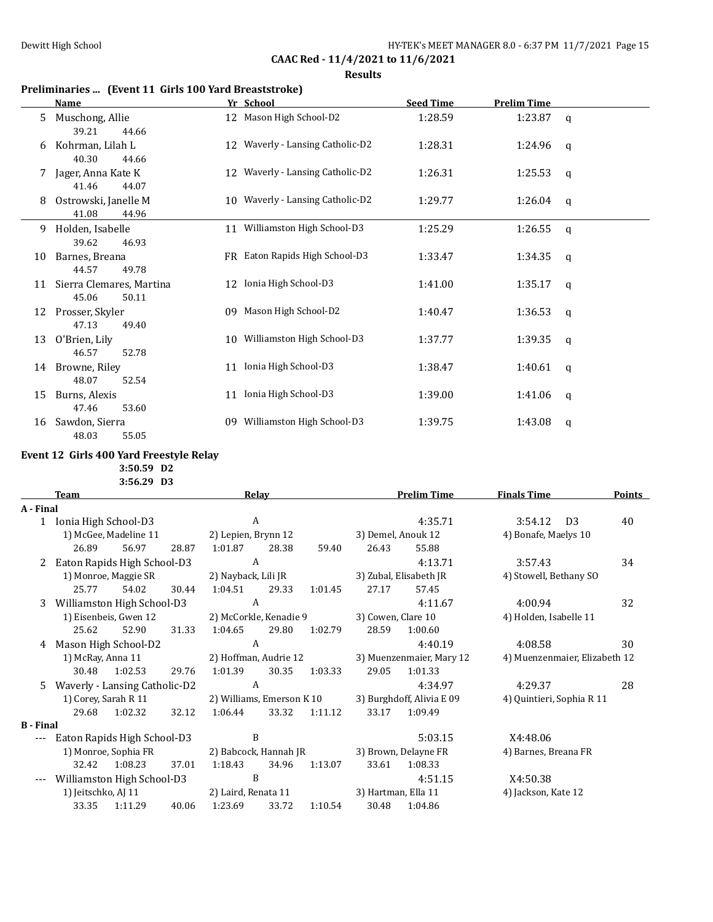## CAAC Red - 11/4/2021 to 11/6/2021

### Results

### Preliminaries ... (Event 11 Girls 100 Yard Breaststroke)

| | Name | Yr | School | Seed Time | Prelim Time | |
|---|---|---|---|---|---|---|
| 5 | Muschong, Allie | 12 | Mason High School-D2 | 1:28.59 | 1:23.87 | q |
| | 39.21 44.66 | | | | | |
| 6 | Kohrman, Lilah L | 12 | Waverly - Lansing Catholic-D2 | 1:28.31 | 1:24.96 | q |
| | 40.30 44.66 | | | | | |
| 7 | Jager, Anna Kate K | 12 | Waverly - Lansing Catholic-D2 | 1:26.31 | 1:25.53 | q |
| | 41.46 44.07 | | | | | |
| 8 | Ostrowski, Janelle M | 10 | Waverly - Lansing Catholic-D2 | 1:29.77 | 1:26.04 | q |
| | 41.08 44.96 | | | | | |
| 9 | Holden, Isabelle | 11 | Williamston High School-D3 | 1:25.29 | 1:26.55 | q |
| | 39.62 46.93 | | | | | |
| 10 | Barnes, Breana | FR | Eaton Rapids High School-D3 | 1:33.47 | 1:34.35 | q |
| | 44.57 49.78 | | | | | |
| 11 | Sierra Clemares, Martina | 12 | Ionia High School-D3 | 1:41.00 | 1:35.17 | q |
| | 45.06 50.11 | | | | | |
| 12 | Prosser, Skyler | 09 | Mason High School-D2 | 1:40.47 | 1:36.53 | q |
| | 47.13 49.40 | | | | | |
| 13 | O'Brien, Lily | 10 | Williamston High School-D3 | 1:37.77 | 1:39.35 | q |
| | 46.57 52.78 | | | | | |
| 14 | Browne, Riley | 11 | Ionia High School-D3 | 1:38.47 | 1:40.61 | q |
| | 48.07 52.54 | | | | | |
| 15 | Burns, Alexis | 11 | Ionia High School-D3 | 1:39.00 | 1:41.06 | q |
| | 47.46 53.60 | | | | | |
| 16 | Sawdon, Sierra | 09 | Williamston High School-D3 | 1:39.75 | 1:43.08 | q |
| | 48.03 55.05 | | | | | |

### Event 12 Girls 400 Yard Freestyle Relay

3:50.59 D2
3:56.29 D3

| | Team | Relay | Prelim Time | Finals Time | Points |
|---|---|---|---|---|---|
| **A - Final** | | | | | |
| 1 | Ionia High School-D3 | A | 4:35.71 | 3:54.12 D3 | 40 |
| | 1) McGee, Madeline 11; 2) Lepien, Brynn 12; 3) Demel, Anouk 12; 4) Bonafe, Maelys 10 | | | | |
| | 26.89 56.97 28.87 1:01.87 28.38 59.40 26.43 55.88 | | | | |
| 2 | Eaton Rapids High School-D3 | A | 4:13.71 | 3:57.43 | 34 |
| | 1) Monroe, Maggie SR; 2) Nayback, Lili JR; 3) Zubal, Elisabeth JR; 4) Stowell, Bethany SO | | | | |
| | 25.77 54.02 30.44 1:04.51 29.33 1:01.45 27.17 57.45 | | | | |
| 3 | Williamston High School-D3 | A | 4:11.67 | 4:00.94 | 32 |
| | 1) Eisenbeis, Gwen 12; 2) McCorkle, Kenadie 9; 3) Cowen, Clare 10; 4) Holden, Isabelle 11 | | | | |
| | 25.62 52.90 31.33 1:04.65 29.80 1:02.79 28.59 1:00.60 | | | | |
| 4 | Mason High School-D2 | A | 4:40.19 | 4:08.58 | 30 |
| | 1) McRay, Anna 11; 2) Hoffman, Audrie 12; 3) Muenzenmaier, Mary 12; 4) Muenzenmaier, Elizabeth 12 | | | | |
| | 30.48 1:02.53 29.76 1:01.39 30.35 1:03.33 29.05 1:01.33 | | | | |
| 5 | Waverly - Lansing Catholic-D2 | A | 4:34.97 | 4:29.37 | 28 |
| | 1) Corey, Sarah R 11; 2) Williams, Emerson K 10; 3) Burghdoff, Alivia E 09; 4) Quintieri, Sophia R 11 | | | | |
| | 29.68 1:02.32 32.12 1:06.44 33.32 1:11.12 33.17 1:09.49 | | | | |
| **B - Final** | | | | | |
| --- | Eaton Rapids High School-D3 | B | 5:03.15 | X4:48.06 | |
| | 1) Monroe, Sophia FR; 2) Babcock, Hannah JR; 3) Brown, Delayne FR; 4) Barnes, Breana FR | | | | |
| | 32.42 1:08.23 37.01 1:18.43 34.96 1:13.07 33.61 1:08.33 | | | | |
| --- | Williamston High School-D3 | B | 4:51.15 | X4:50.38 | |
| | 1) Jeitschko, AJ 11; 2) Laird, Renata 11; 3) Hartman, Ella 11; 4) Jackson, Kate 12 | | | | |
| | 33.35 1:11.29 40.06 1:23.69 33.72 1:10.54 30.48 1:04.86 | | | | |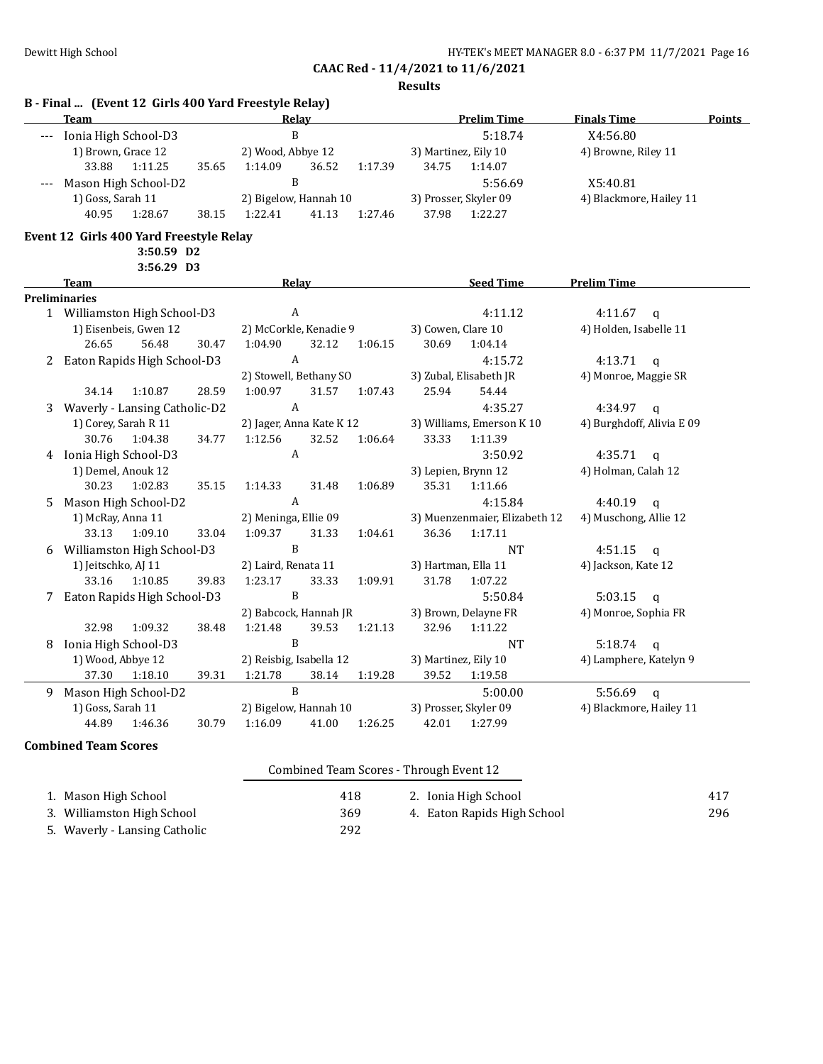**CAAC Red - 11/4/2021 to 11/6/2021**

**Results**

### B - Final ... (Event 12 Girls 400 Yard Freestyle Relay)

| | Team | Relay | Prelim Time | Finals Time | Points |
|---|---|---|---|---|---|
| --- | Ionia High School-D3 | B | 5:18.74 | X4:56.80 | |

1) Brown, Grace 12 — 2) Wood, Abbye 12 — 3) Martinez, Eily 10 — 4) Browne, Riley 11
33.88 1:11.25 35.65 1:14.09 36.52 1:17.39 34.75 1:14.07

| | Team | Relay | Prelim Time | Finals Time | Points |
|---|---|---|---|---|---|
| --- | Mason High School-D2 | B | 5:56.69 | X5:40.81 | |

1) Goss, Sarah 11 — 2) Bigelow, Hannah 10 — 3) Prosser, Skyler 09 — 4) Blackmore, Hailey 11
40.95 1:28.67 38.15 1:22.41 41.13 1:27.46 37.98 1:22.27

### Event 12 Girls 400 Yard Freestyle Relay

3:50.59 D2
3:56.29 D3

**Preliminaries**

| | Team | Relay | Seed Time | Prelim Time |
|---|---|---|---|---|
| 1 | Williamston High School-D3 | A | 4:11.12 | 4:11.67 q |

1) Eisenbeis, Gwen 12 — 2) McCorkle, Kenadie 9 — 3) Cowen, Clare 10 — 4) Holden, Isabelle 11
26.65 56.48 30.47 1:04.90 32.12 1:06.15 30.69 1:04.14

| | Team | Relay | Seed Time | Prelim Time |
|---|---|---|---|---|
| 2 | Eaton Rapids High School-D3 | A | 4:15.72 | 4:13.71 q |

2) Stowell, Bethany SO — 3) Zubal, Elisabeth JR — 4) Monroe, Maggie SR
34.14 1:10.87 28.59 1:00.97 31.57 1:07.43 25.94 54.44

| | Team | Relay | Seed Time | Prelim Time |
|---|---|---|---|---|
| 3 | Waverly - Lansing Catholic-D2 | A | 4:35.27 | 4:34.97 q |

1) Corey, Sarah R 11 — 2) Jager, Anna Kate K 12 — 3) Williams, Emerson K 10 — 4) Burghdoff, Alivia E 09
30.76 1:04.38 34.77 1:12.56 32.52 1:06.64 33.33 1:11.39

| | Team | Relay | Seed Time | Prelim Time |
|---|---|---|---|---|
| 4 | Ionia High School-D3 | A | 3:50.92 | 4:35.71 q |

1) Demel, Anouk 12 — 3) Lepien, Brynn 12 — 4) Holman, Calah 12
30.23 1:02.83 35.15 1:14.33 31.48 1:06.89 35.31 1:11.66

| | Team | Relay | Seed Time | Prelim Time |
|---|---|---|---|---|
| 5 | Mason High School-D2 | A | 4:15.84 | 4:40.19 q |

1) McRay, Anna 11 — 2) Meninga, Ellie 09 — 3) Muenzenmaier, Elizabeth 12 — 4) Muschong, Allie 12
33.13 1:09.10 33.04 1:09.37 31.33 1:04.61 36.36 1:17.11

| | Team | Relay | Seed Time | Prelim Time |
|---|---|---|---|---|
| 6 | Williamston High School-D3 | B | NT | 4:51.15 q |

1) Jeitschko, AJ 11 — 2) Laird, Renata 11 — 3) Hartman, Ella 11 — 4) Jackson, Kate 12
33.16 1:10.85 39.83 1:23.17 33.33 1:09.91 31.78 1:07.22

| | Team | Relay | Seed Time | Prelim Time |
|---|---|---|---|---|
| 7 | Eaton Rapids High School-D3 | B | 5:50.84 | 5:03.15 q |

2) Babcock, Hannah JR — 3) Brown, Delayne FR — 4) Monroe, Sophia FR
32.98 1:09.32 38.48 1:21.48 39.53 1:21.13 32.96 1:11.22

| | Team | Relay | Seed Time | Prelim Time |
|---|---|---|---|---|
| 8 | Ionia High School-D3 | B | NT | 5:18.74 q |

1) Wood, Abbye 12 — 2) Reisbig, Isabella 12 — 3) Martinez, Eily 10 — 4) Lamphere, Katelyn 9
37.30 1:18.10 39.31 1:21.78 38.14 1:19.28 39.52 1:19.58

| | Team | Relay | Seed Time | Prelim Time |
|---|---|---|---|---|
| 9 | Mason High School-D2 | B | 5:00.00 | 5:56.69 q |

1) Goss, Sarah 11 — 2) Bigelow, Hannah 10 — 3) Prosser, Skyler 09 — 4) Blackmore, Hailey 11
44.89 1:46.36 30.79 1:16.09 41.00 1:26.25 42.01 1:27.99

### Combined Team Scores

Combined Team Scores - Through Event 12

| | | | |
|---|---|---|---|
| 1. Mason High School | 418 | 2. Ionia High School | 417 |
| 3. Williamston High School | 369 | 4. Eaton Rapids High School | 296 |
| 5. Waverly - Lansing Catholic | 292 | | |